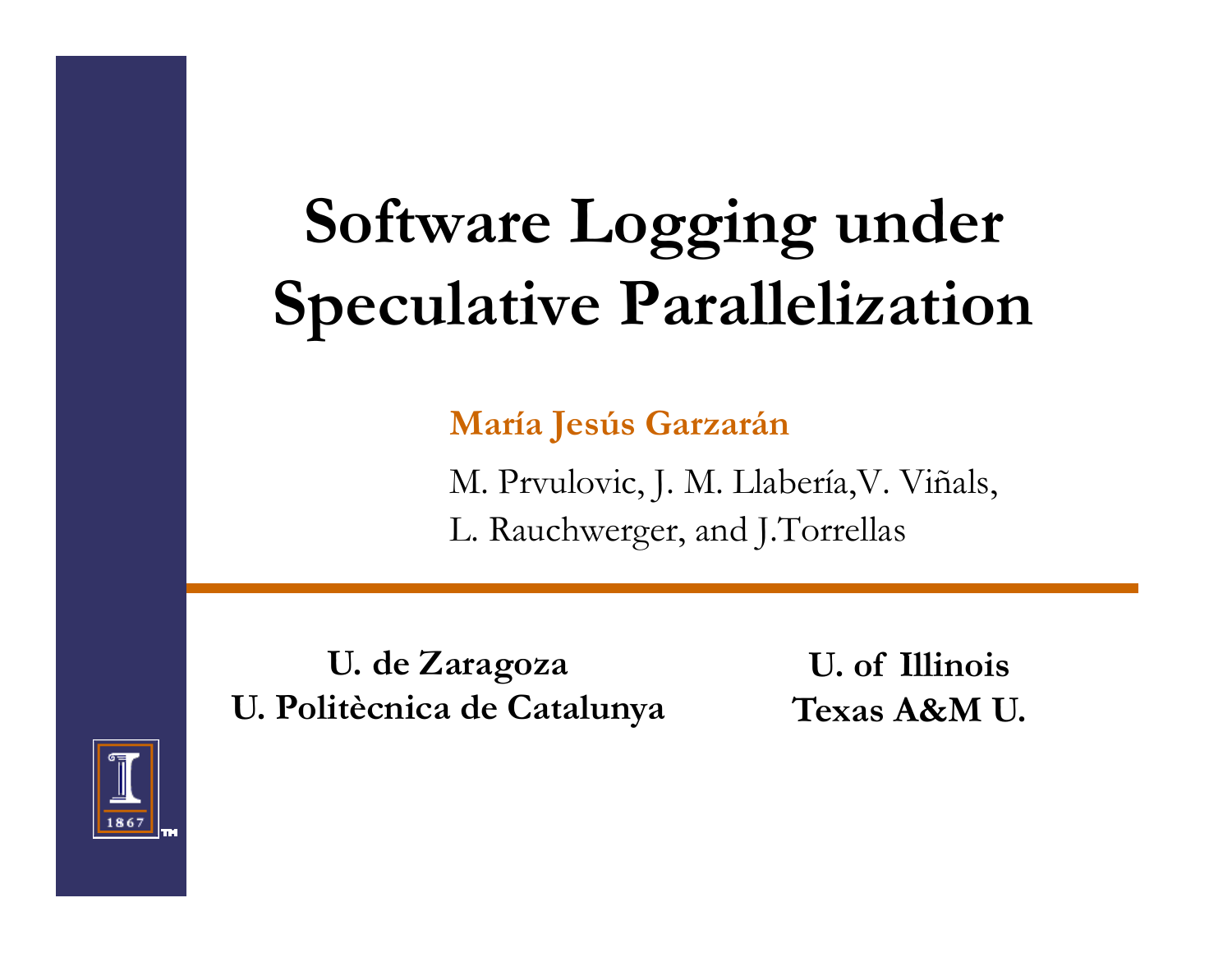# Software Logging under Speculative Parallelization

**María Jesús Garzarán**

M. Prvulovic, J. M. Llabería,V. Viñals,
L. Rauchwerger, and J.Torrellas

**U. de Zaragoza**
**U. Politècnica de Catalunya**

**U. of Illinois**
**Texas A&M U.**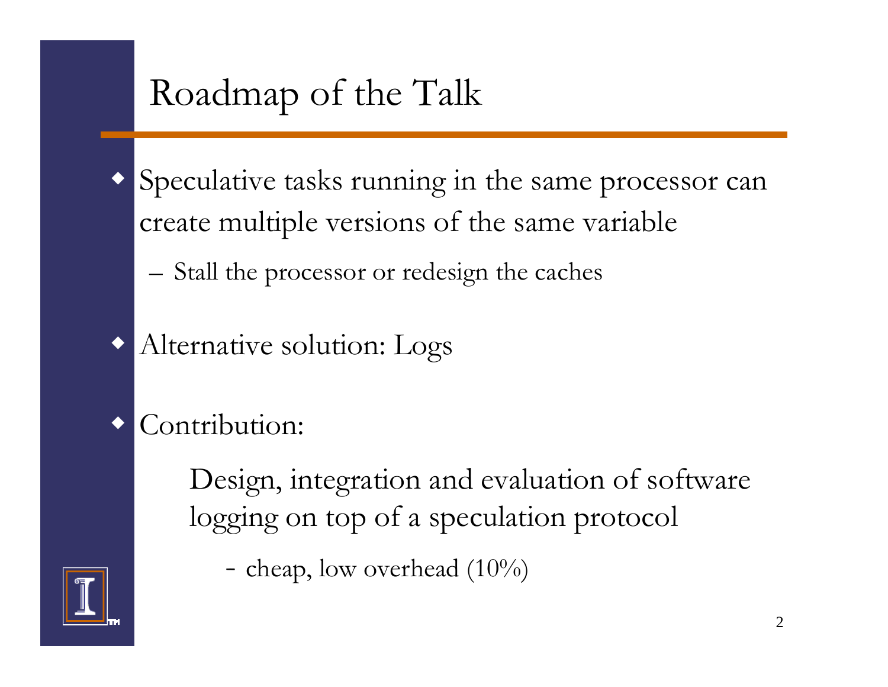# Roadmap of the Talk

- Speculative tasks running in the same processor can create multiple versions of the same variable
  - Stall the processor or redesign the caches

- Alternative solution: Logs

- Contribution:

  Design, integration and evaluation of software logging on top of a speculation protocol

  - cheap, low overhead (10%)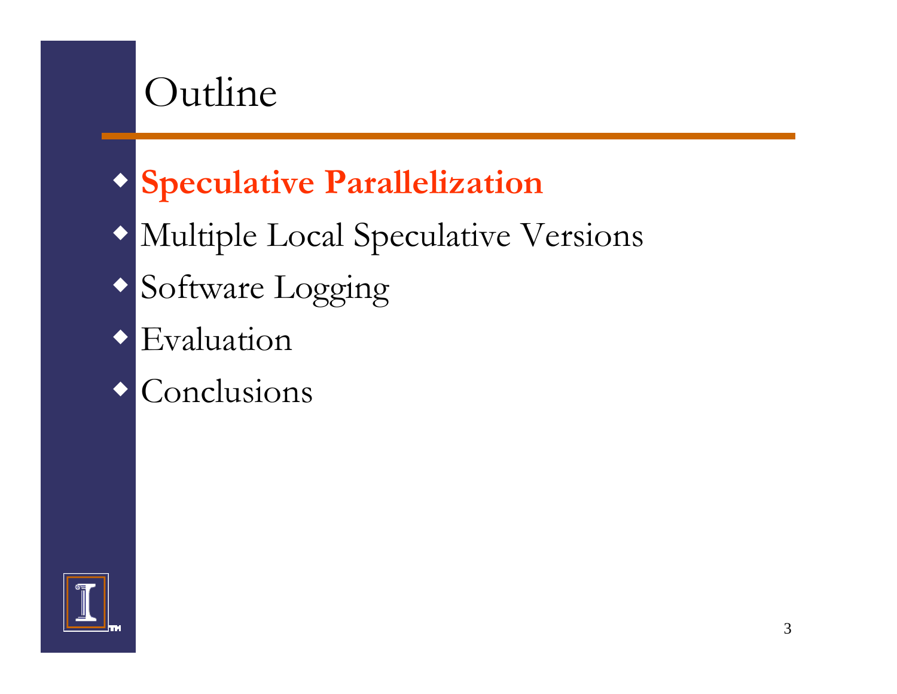# Outline

- **Speculative Parallelization**
- Multiple Local Speculative Versions
- Software Logging
- Evaluation
- Conclusions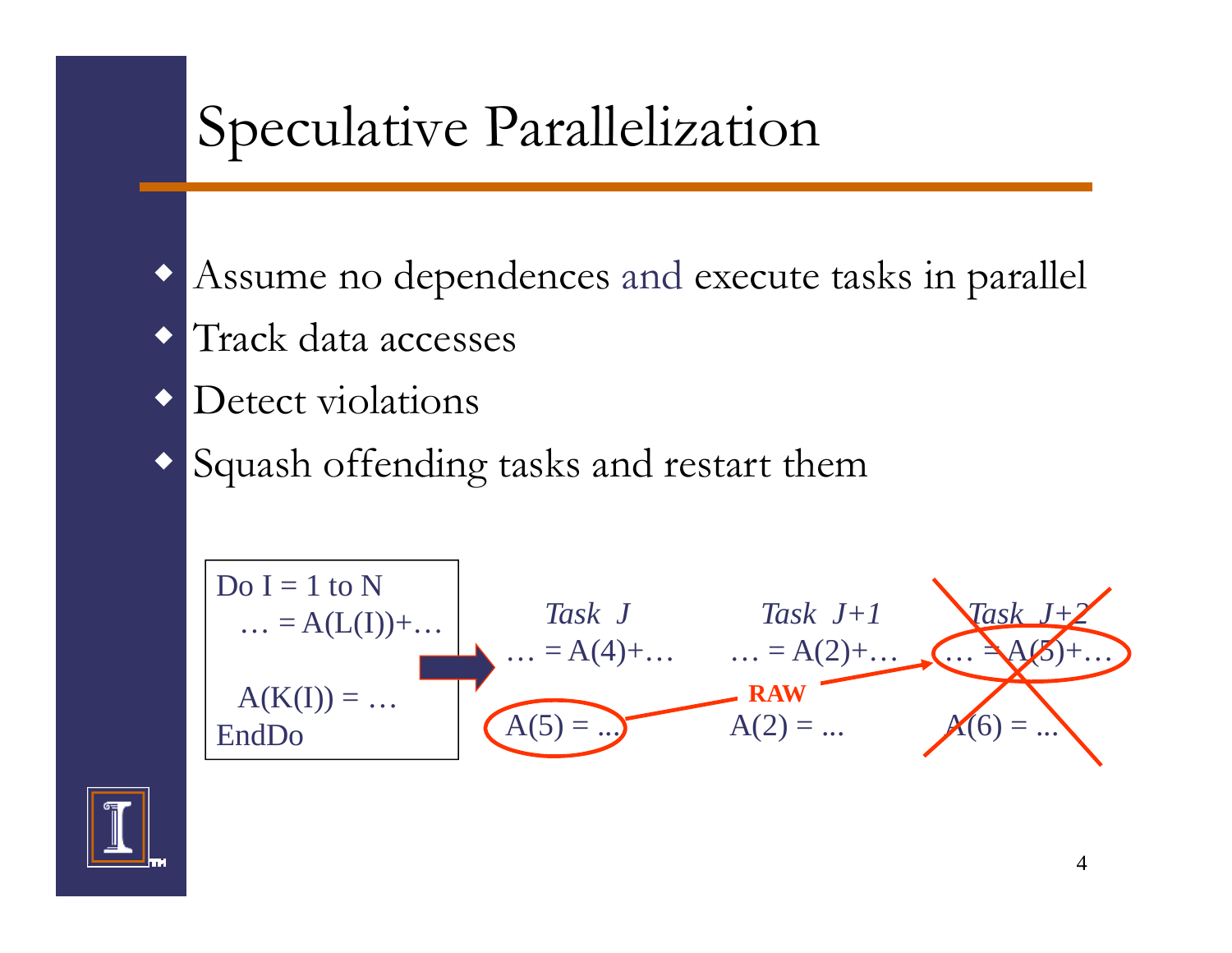# Speculative Parallelization

- Assume no dependences and execute tasks in parallel
- Track data accesses
- Detect violations
- Squash offending tasks and restart them

```
Do I = 1 to N
  … = A(L(I))+…

  A(K(I)) = …
EndDo
```

| *Task J* | *Task J+1* | *Task J+2* |
|---|---|---|
| … = A(4)+… | … = A(2)+… | … = A(5)+… |
| A(5) = ... | A(2) = ... | A(6) = ... |

**RAW**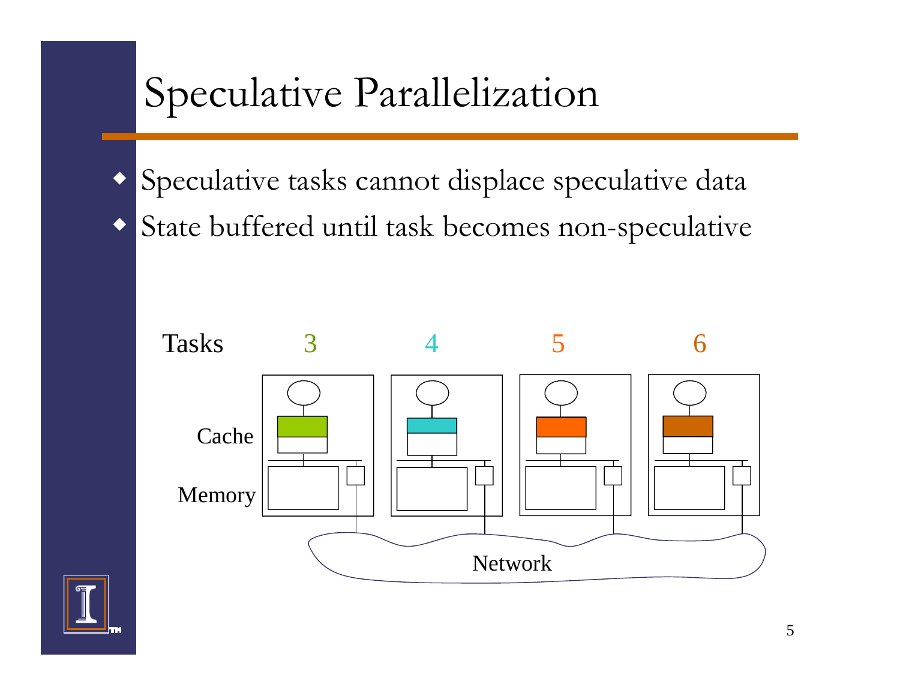# Speculative Parallelization

- Speculative tasks cannot displace speculative data
- State buffered until task becomes non-speculative

Tasks 3 4 5 6

Cache

Memory

Network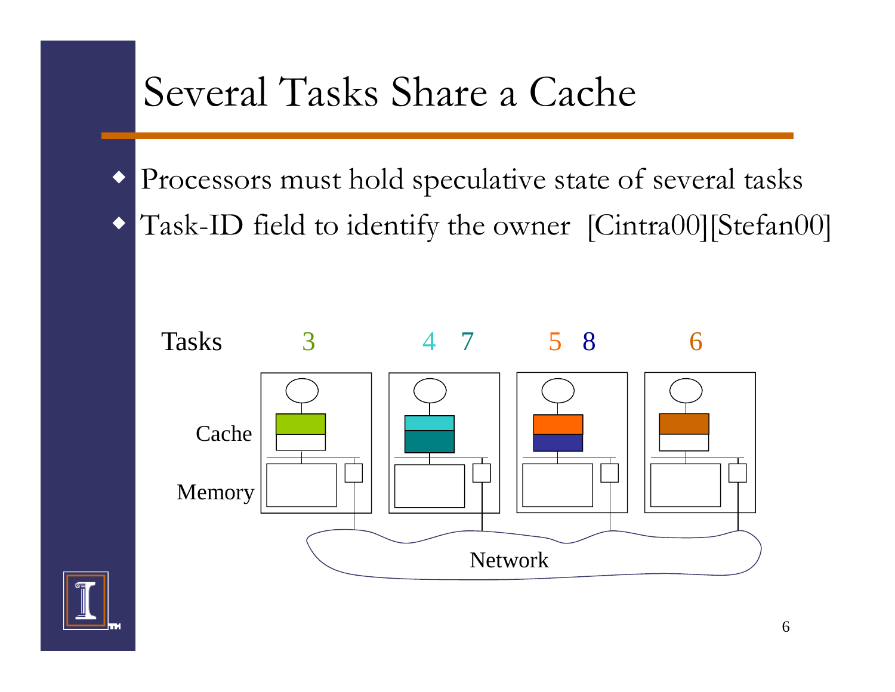# Several Tasks Share a Cache

- Processors must hold speculative state of several tasks
- Task-ID field to identify the owner [Cintra00][Stefan00]

Tasks 3 4 7 5 8 6

Cache

Memory

Network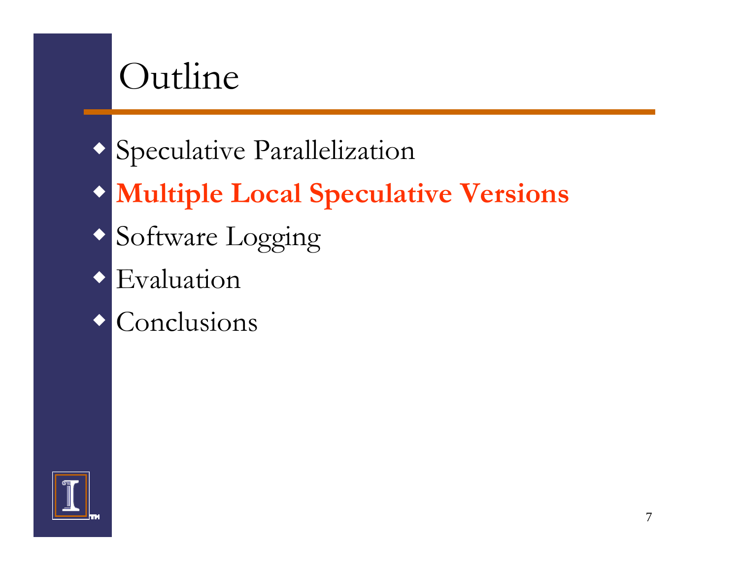# Outline

- Speculative Parallelization
- **Multiple Local Speculative Versions**
- Software Logging
- Evaluation
- Conclusions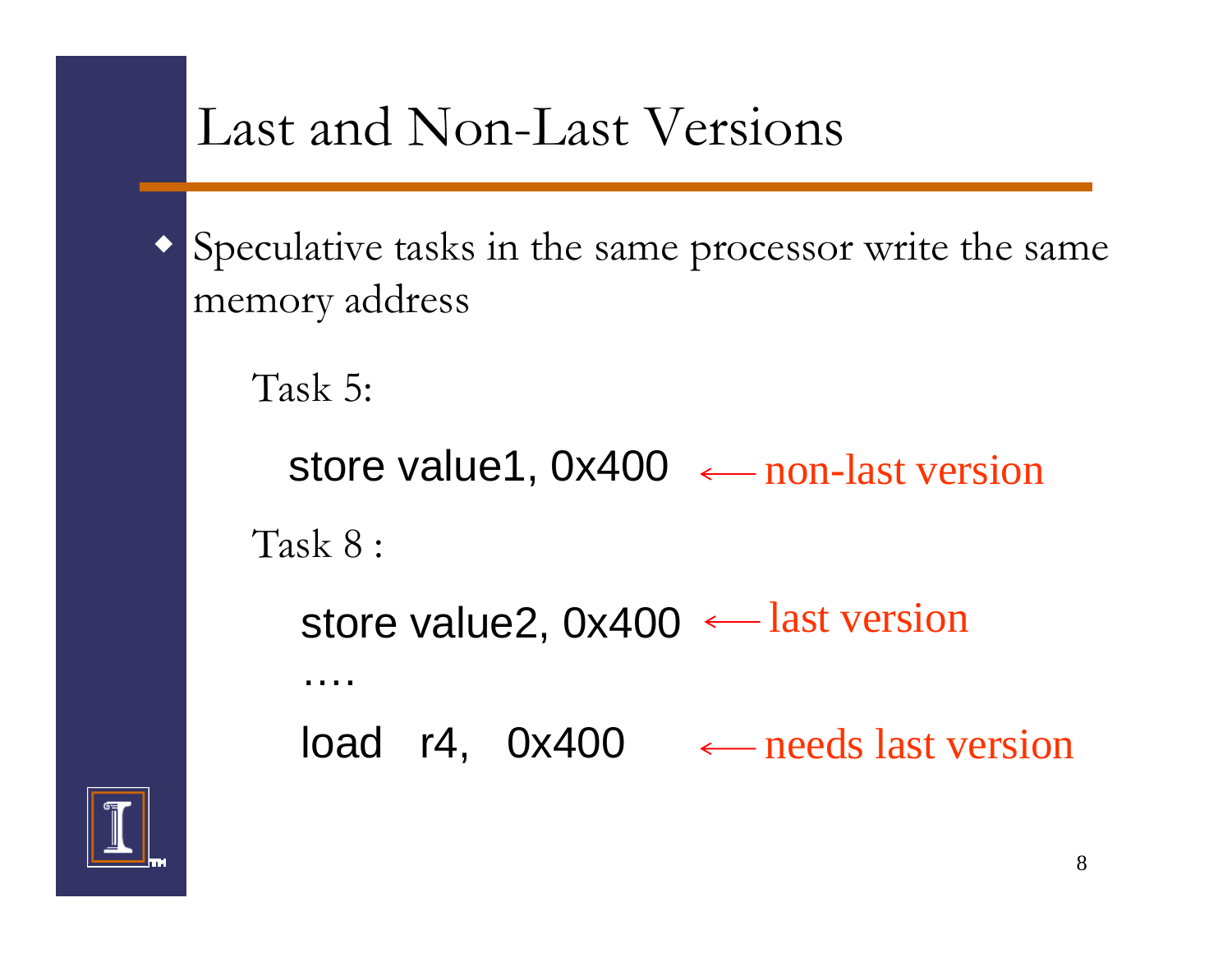# Last and Non-Last Versions

- Speculative tasks in the same processor write the same memory address

Task 5:

```
store value1, 0x400     ← non-last version
```

Task 8 :

```
store value2, 0x400     ← last version
….
load   r4,   0x400      ← needs last version
```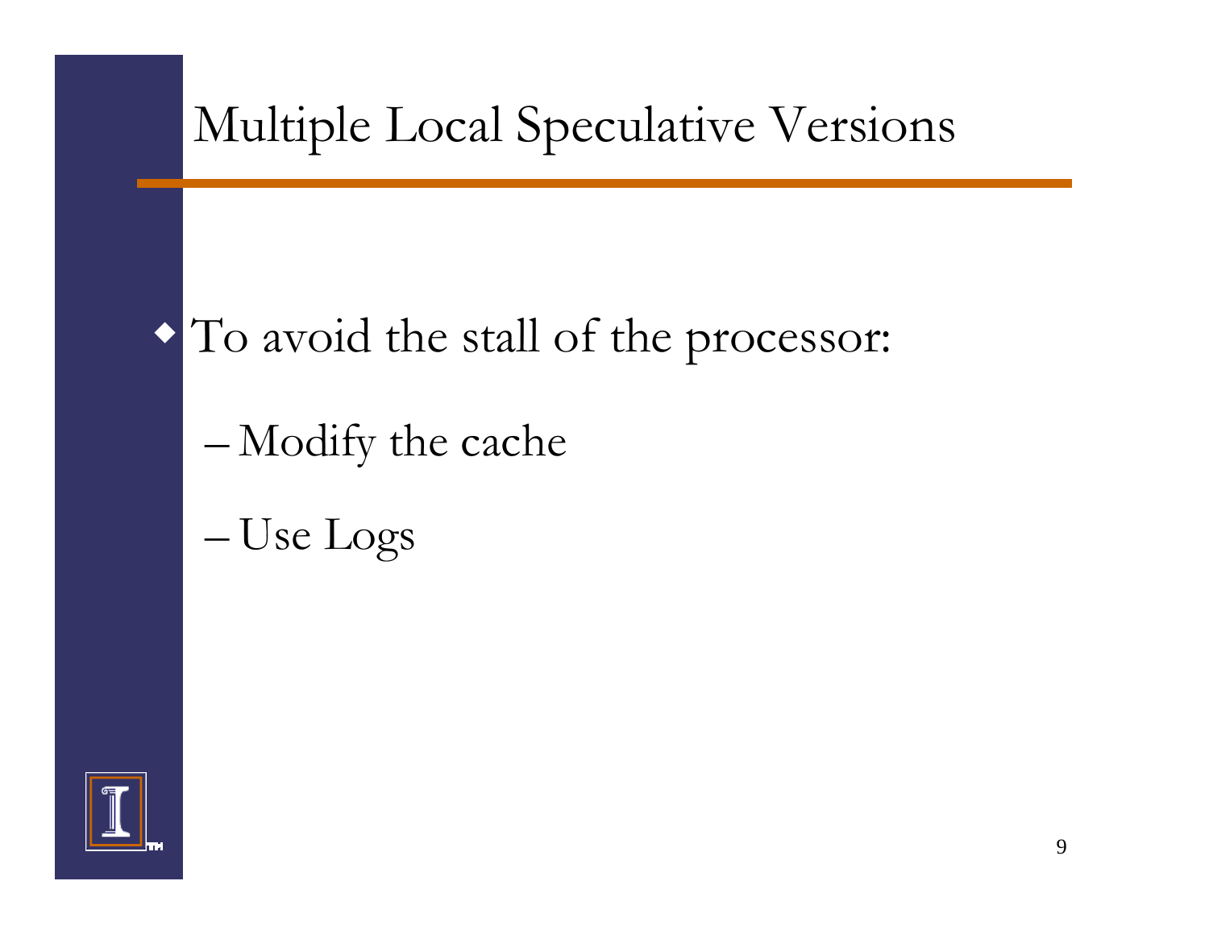# Multiple Local Speculative Versions

- To avoid the stall of the processor:
  - Modify the cache
  - Use Logs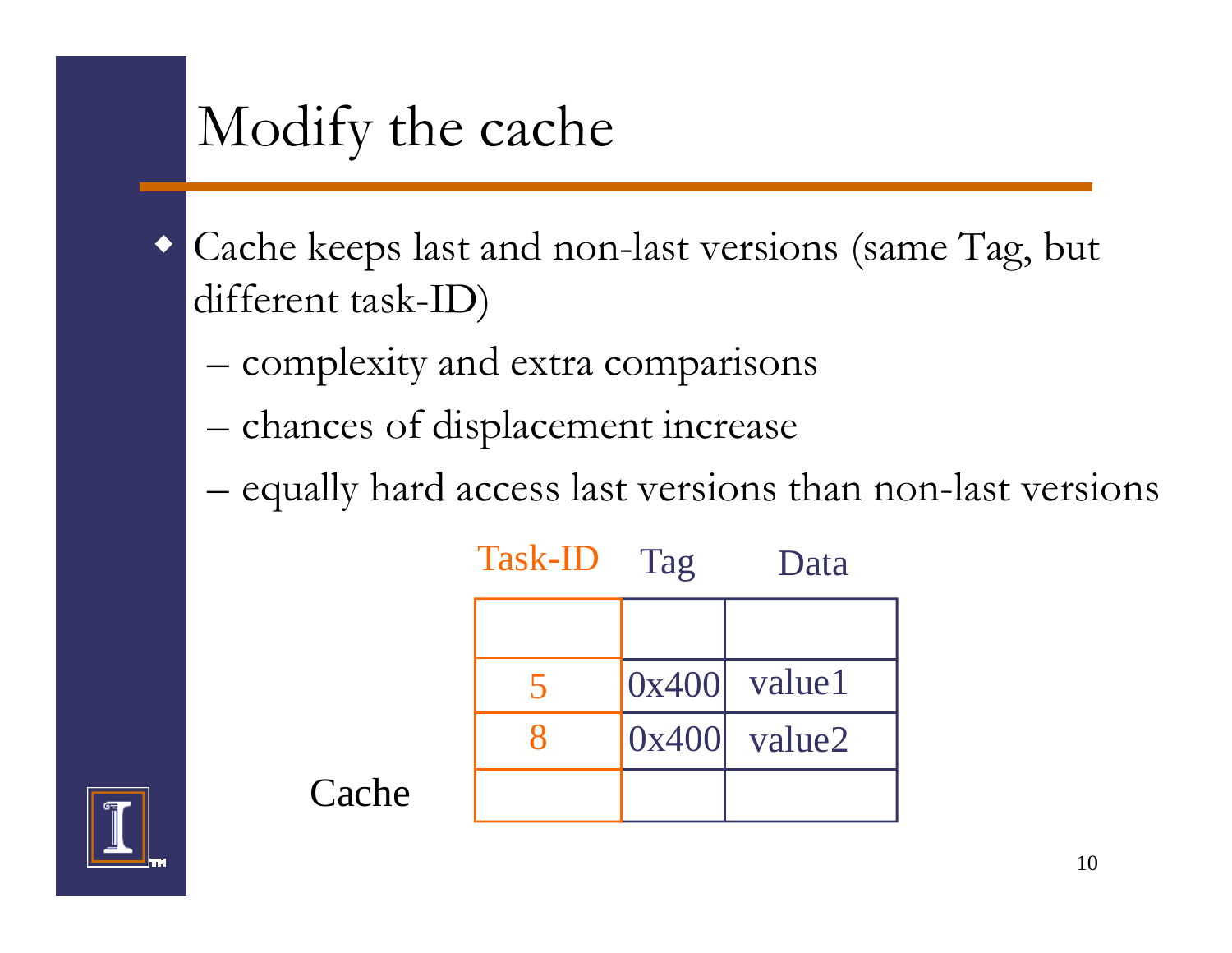# Modify the cache

- Cache keeps last and non-last versions (same Tag, but different task-ID)
  - complexity and extra comparisons
  - chances of displacement increase
  - equally hard access last versions than non-last versions

Cache

| Task-ID | Tag | Data |
|---|---|---|
| | | |
| 5 | 0x400 | value1 |
| 8 | 0x400 | value2 |
| | | |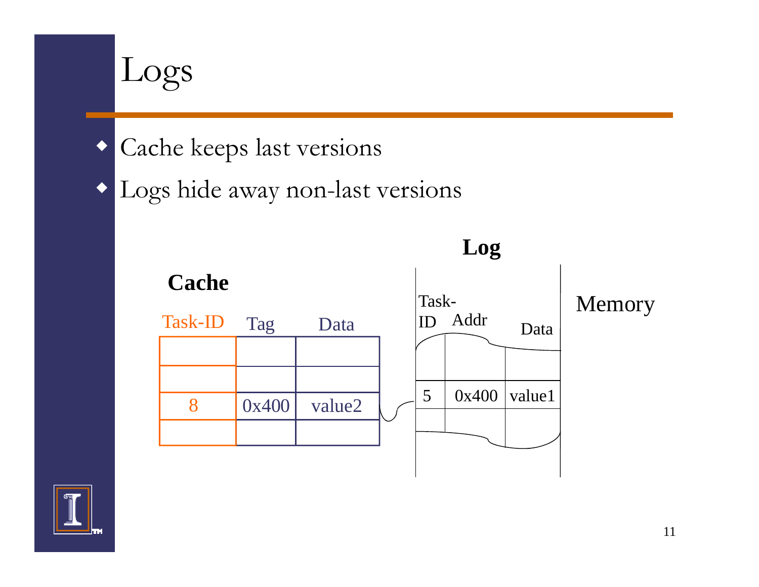# Logs

- Cache keeps last versions
- Logs hide away non-last versions

**Cache**

| Task-ID | Tag | Data |
|---|---|---|
| | | |
| | | |
| 8 | 0x400 | value2 |
| | | |

**Log**

| Task-ID | Addr | Data |
|---|---|---|
| | | |
| 5 | 0x400 | value1 |
| | | |

Memory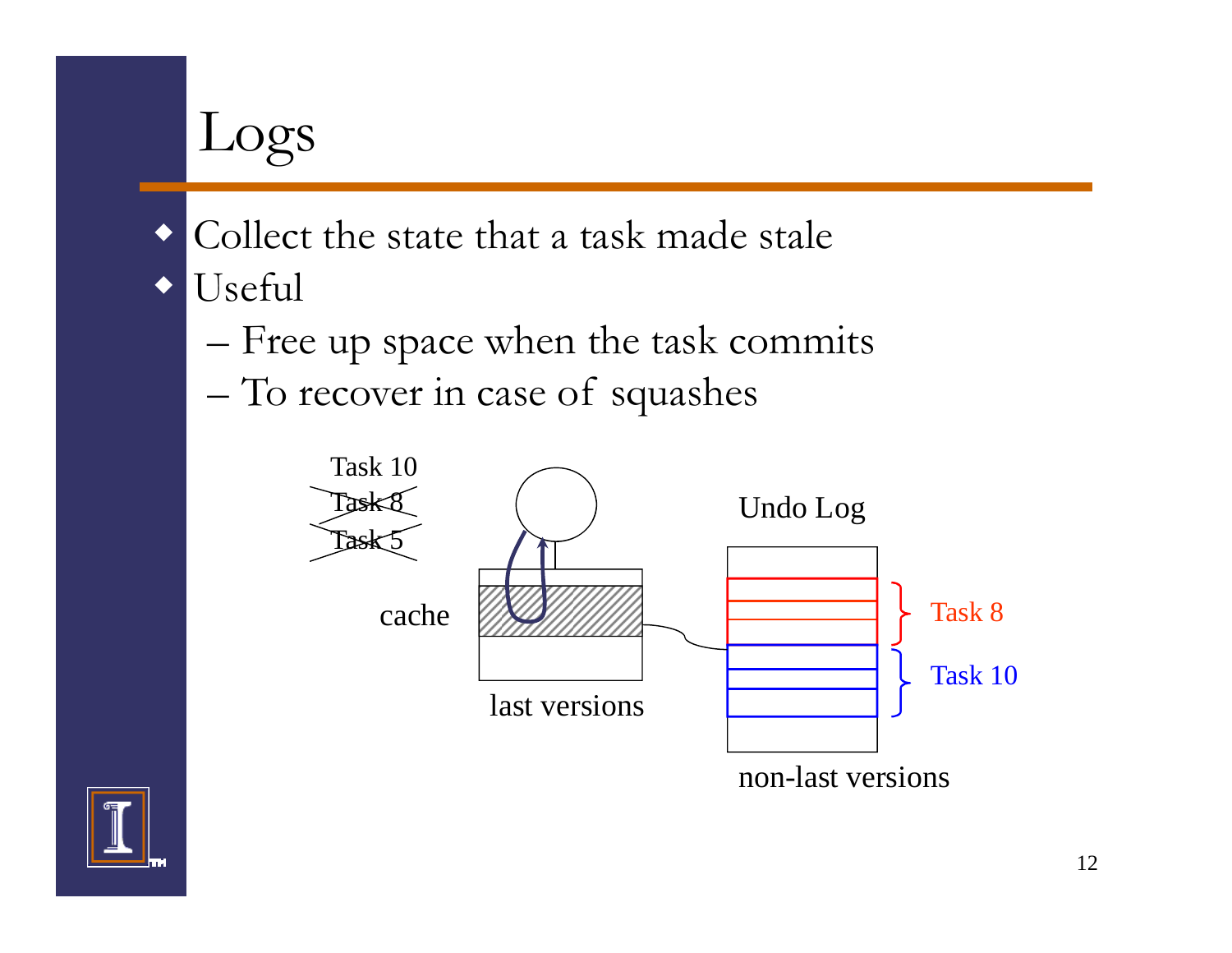# Logs

- Collect the state that a task made stale
- Useful
  - Free up space when the task commits
  - To recover in case of squashes

Task 10
~~Task 8~~
~~Task 5~~

cache

last versions

Undo Log

Task 8

Task 10

non-last versions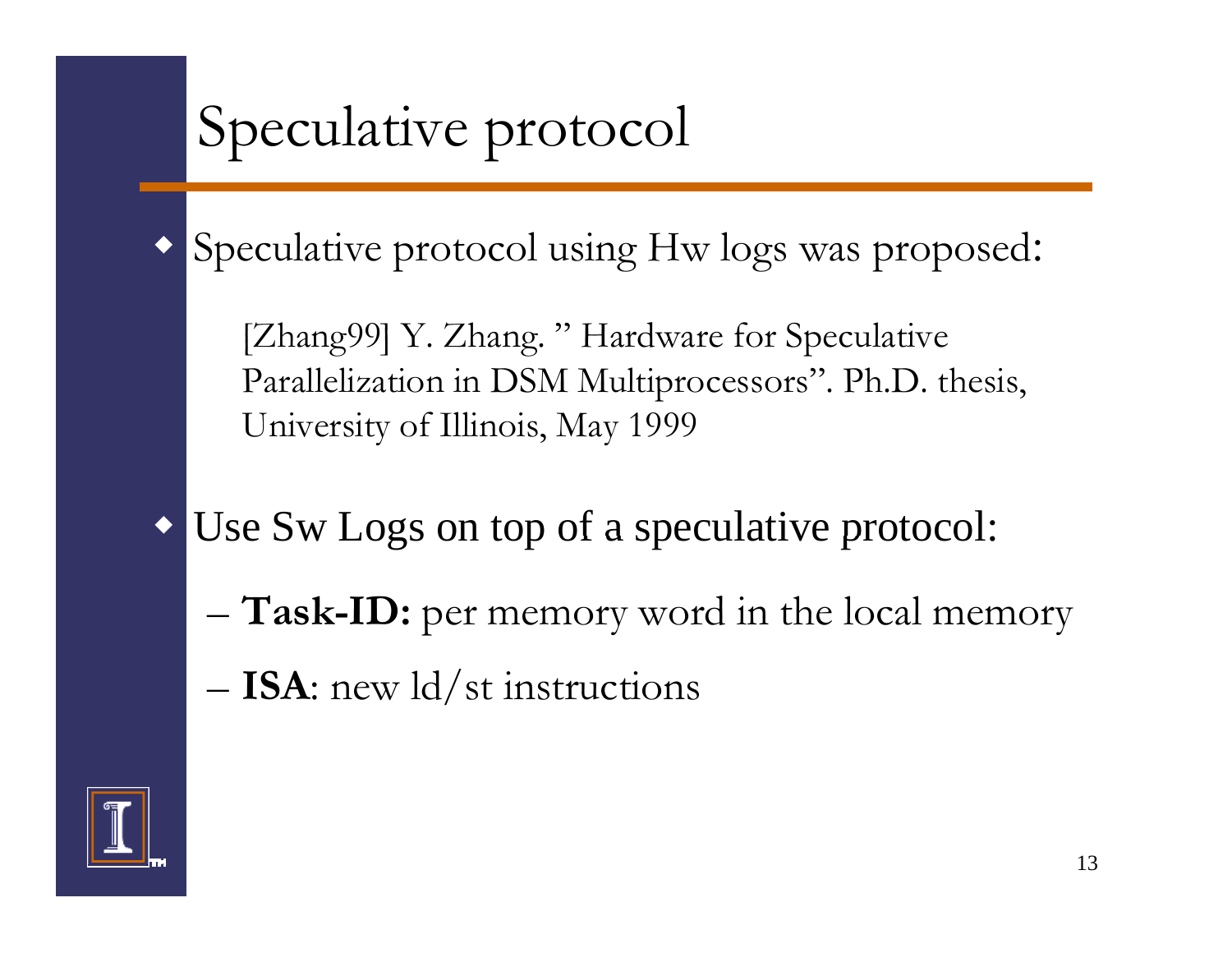# Speculative protocol

- Speculative protocol using Hw logs was proposed:

  [Zhang99] Y. Zhang. " Hardware for Speculative Parallelization in DSM Multiprocessors". Ph.D. thesis, University of Illinois, May 1999

- Use Sw Logs on top of a speculative protocol:
  - **Task-ID:** per memory word in the local memory
  - **ISA**: new ld/st instructions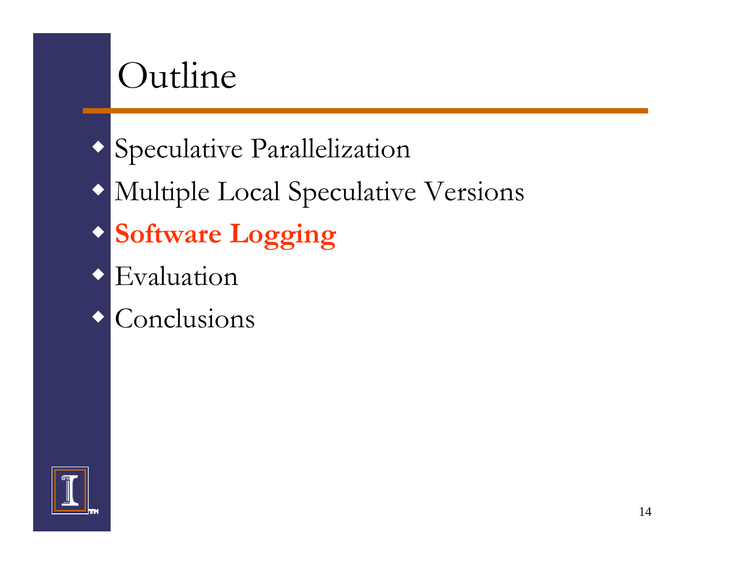# Outline

- Speculative Parallelization
- Multiple Local Speculative Versions
- **Software Logging**
- Evaluation
- Conclusions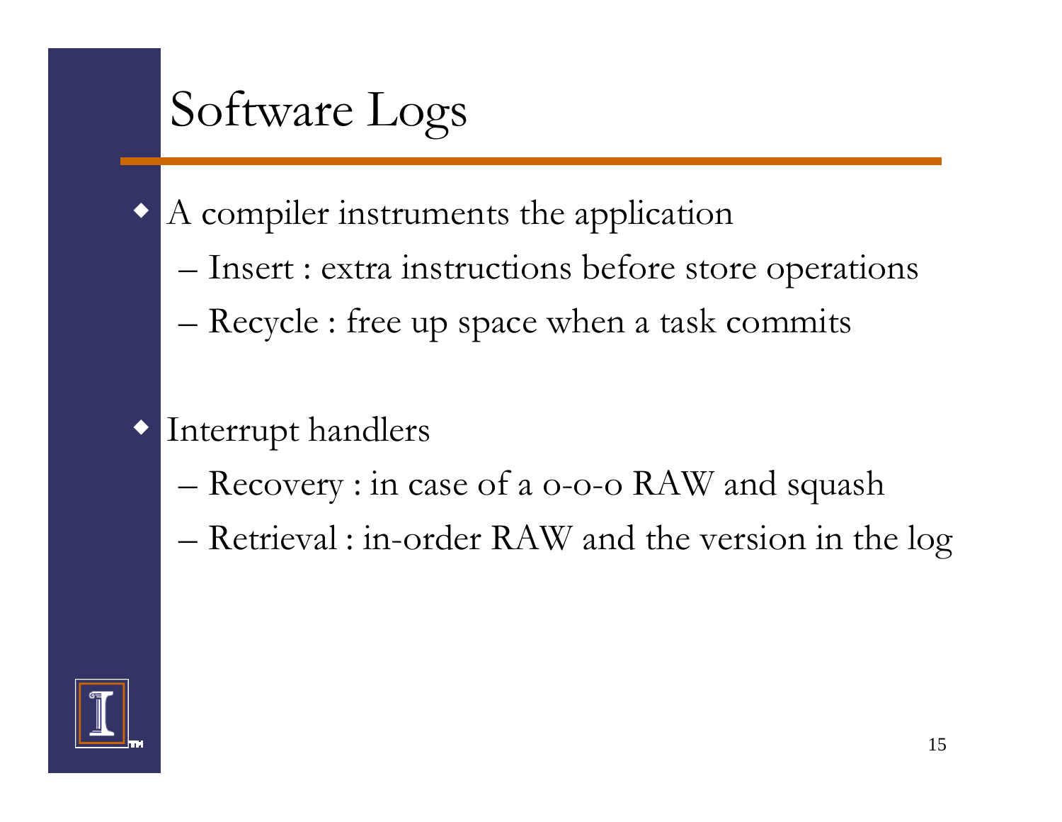# Software Logs

- A compiler instruments the application
  - Insert : extra instructions before store operations
  - Recycle : free up space when a task commits

- Interrupt handlers
  - Recovery : in case of a o-o-o RAW and squash
  - Retrieval : in-order RAW and the version in the log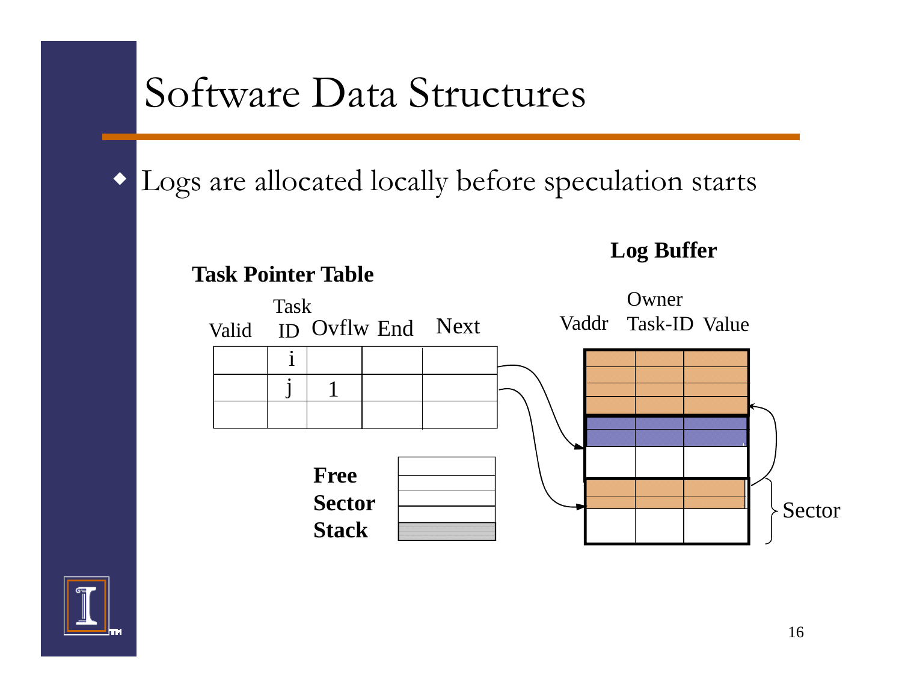# Software Data Structures

- Logs are allocated locally before speculation starts

**Task Pointer Table**

| Valid | Task ID | Ovflw | End | Next |
|---|---|---|---|---|
| | i | | | |
| | j | 1 | | |
| | | | | |

**Free Sector Stack**

**Log Buffer**

| Vaddr | Owner Task-ID | Value |
|---|---|---|

Sector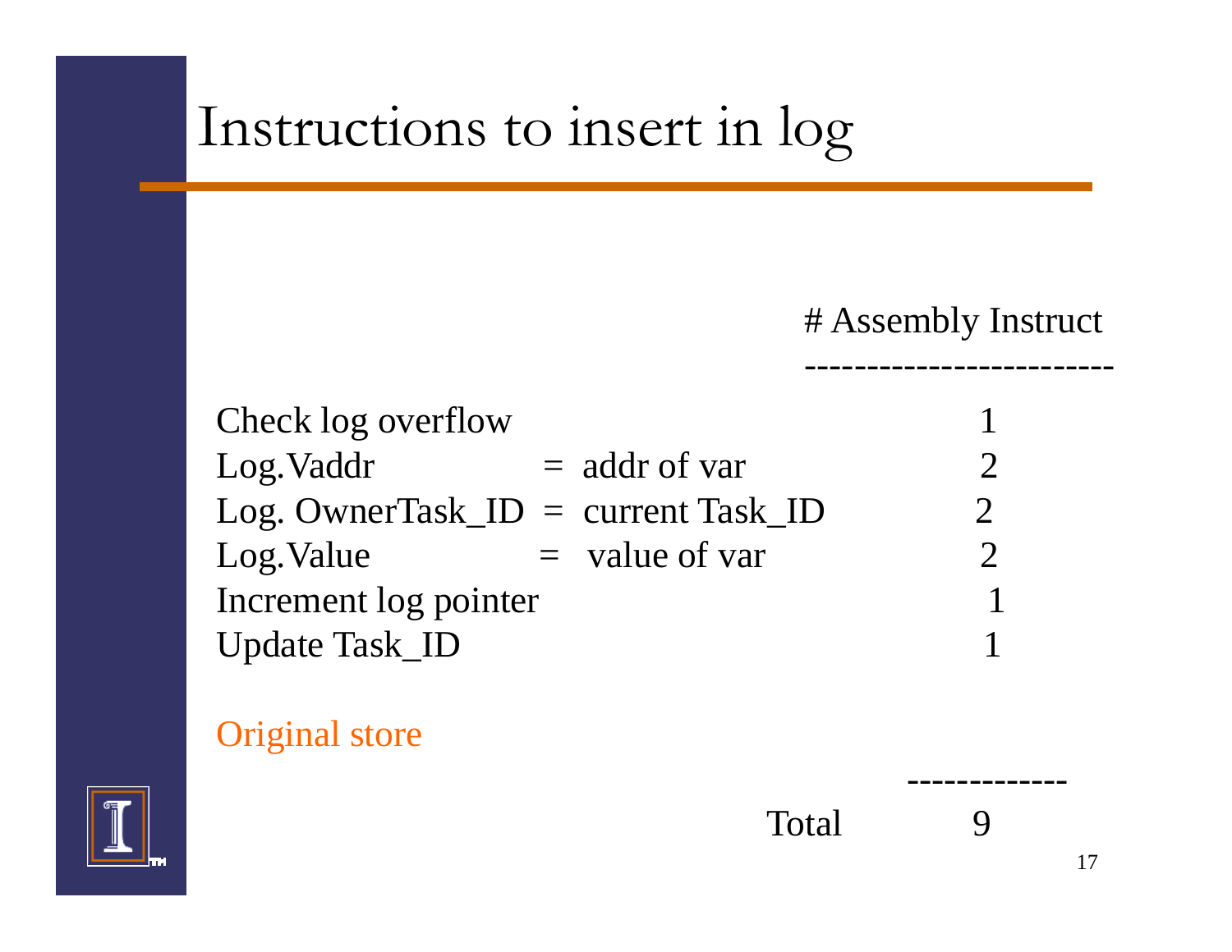# Instructions to insert in log

| | | # Assembly Instruct |
|---|---|---|
| Check log overflow | | 1 |
| Log.Vaddr | = addr of var | 2 |
| Log. OwnerTask_ID | = current Task_ID | 2 |
| Log.Value | = value of var | 2 |
| Increment log pointer | | 1 |
| Update Task_ID | | 1 |

Original store

| | Total | 9 |
|---|---|---|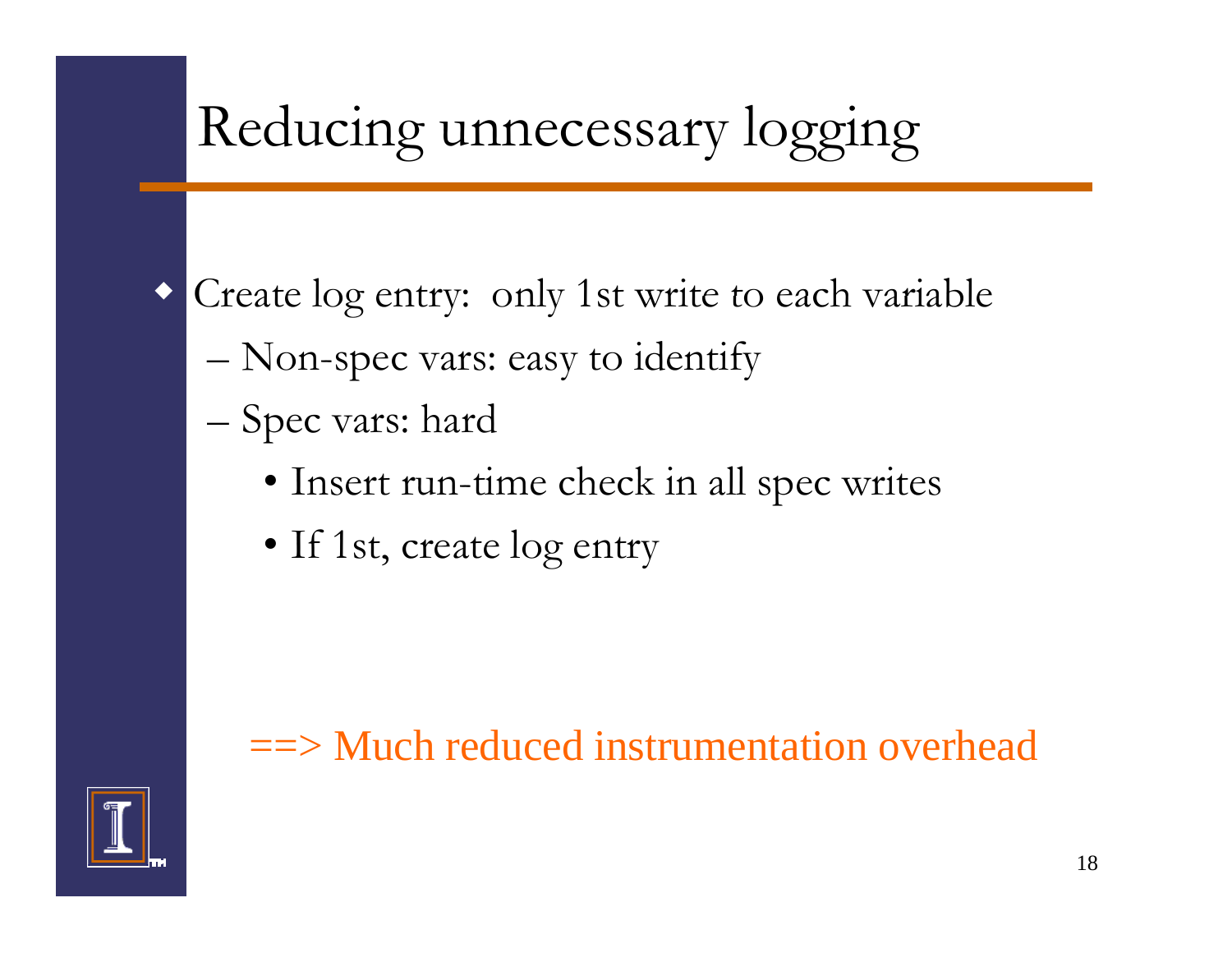# Reducing unnecessary logging

- Create log entry: only 1st write to each variable
  - Non-spec vars: easy to identify
  - Spec vars: hard
    - Insert run-time check in all spec writes
    - If 1st, create log entry

==> Much reduced instrumentation overhead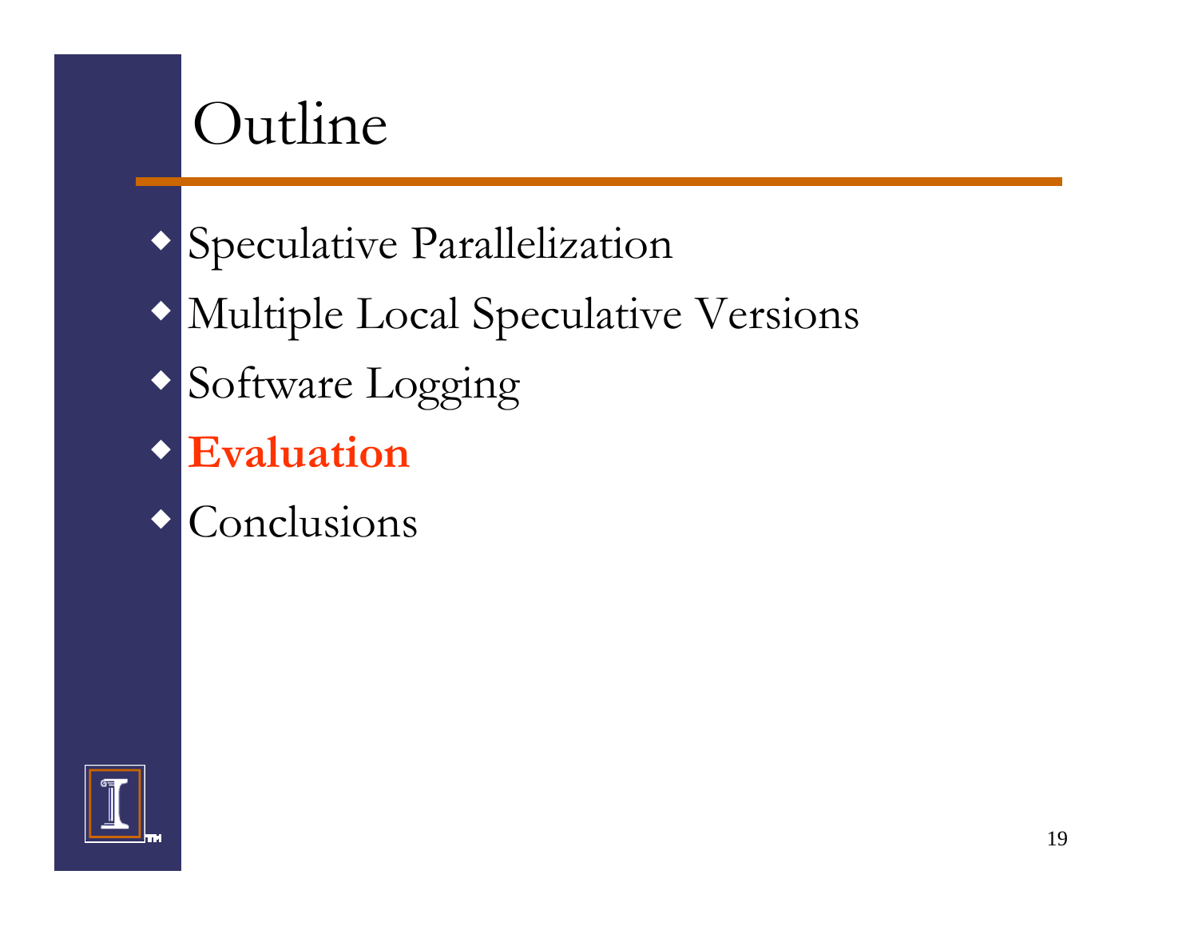# Outline

- Speculative Parallelization
- Multiple Local Speculative Versions
- Software Logging
- **Evaluation**
- Conclusions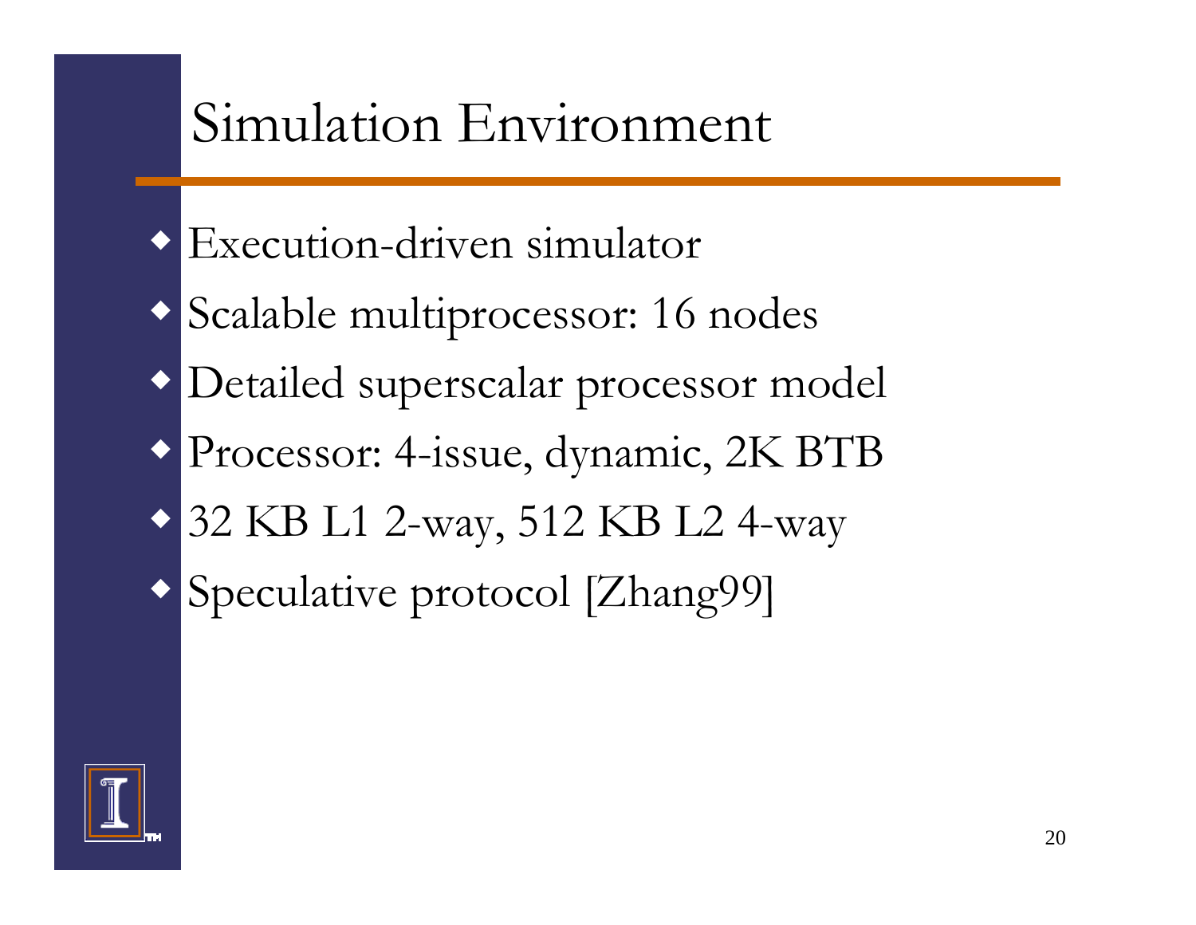# Simulation Environment

- Execution-driven simulator
- Scalable multiprocessor: 16 nodes
- Detailed superscalar processor model
- Processor: 4-issue, dynamic, 2K BTB
- 32 KB L1 2-way, 512 KB L2 4-way
- Speculative protocol [Zhang99]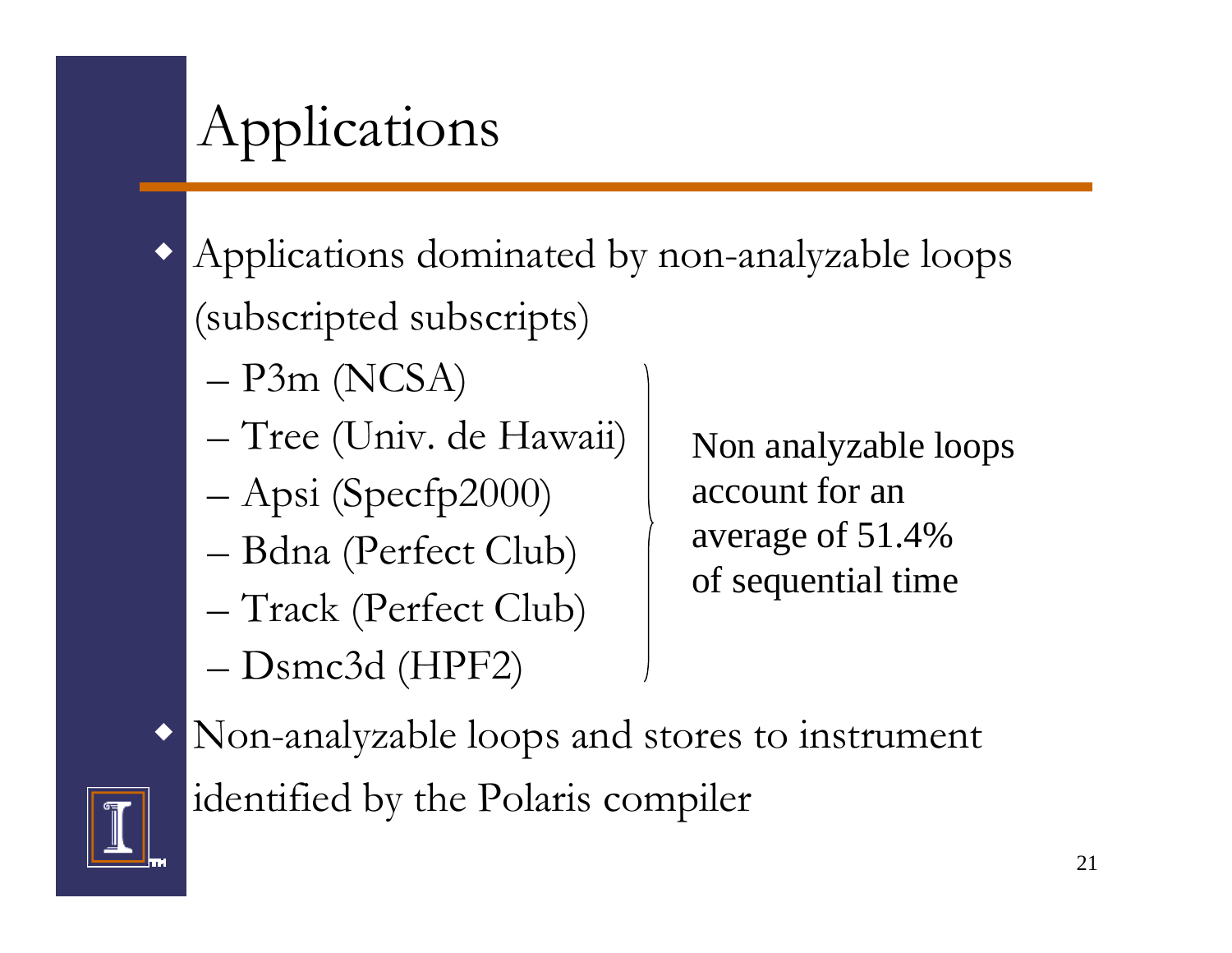# Applications

- Applications dominated by non-analyzable loops (subscripted subscripts)
  - P3m (NCSA)
  - Tree (Univ. de Hawaii)
  - Apsi (Specfp2000)
  - Bdna (Perfect Club)
  - Track (Perfect Club)
  - Dsmc3d (HPF2)

  Non analyzable loops account for an average of 51.4% of sequential time

- Non-analyzable loops and stores to instrument identified by the Polaris compiler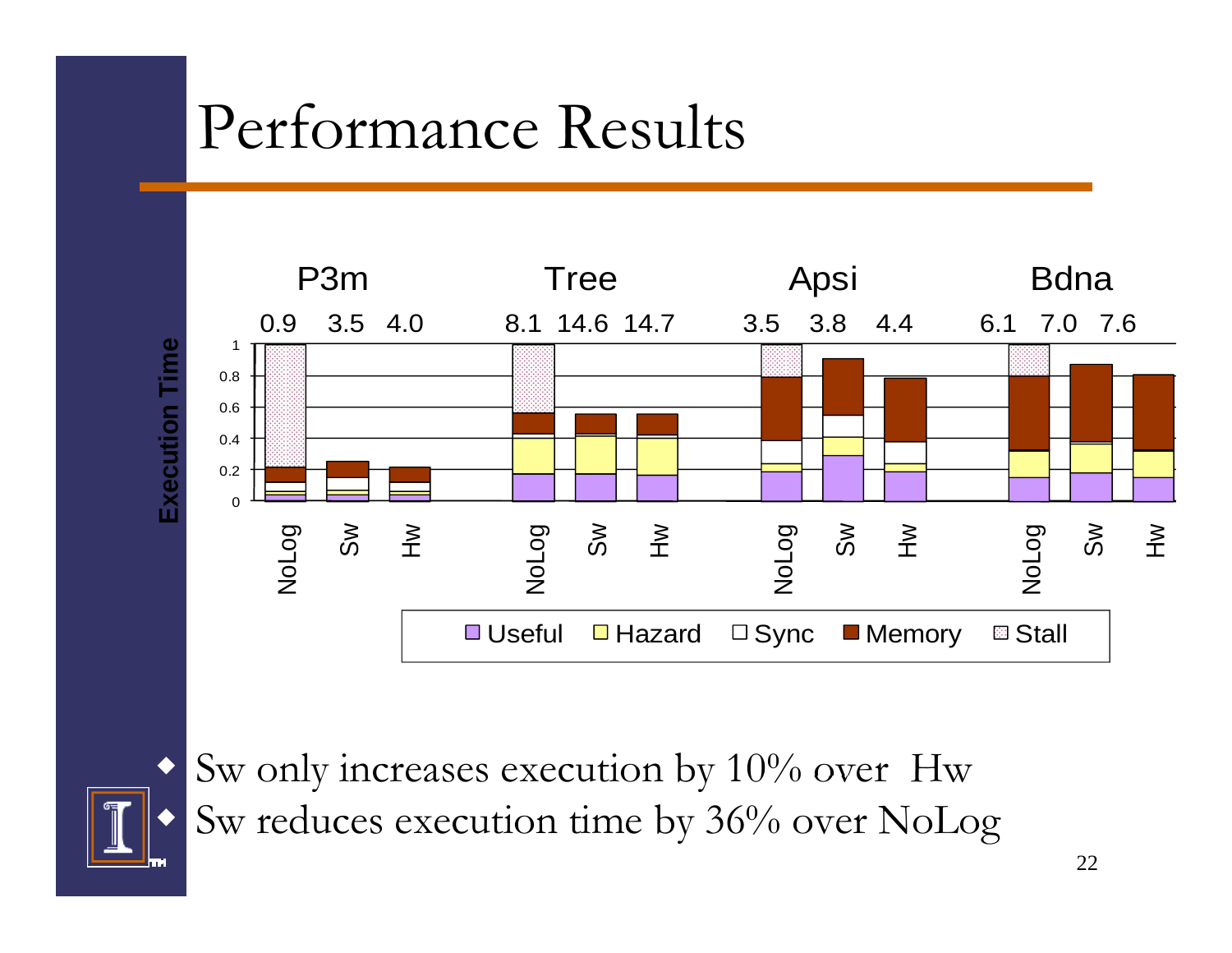# Performance Results

- Sw only increases execution by 10% over Hw
- Sw reduces execution time by 36% over NoLog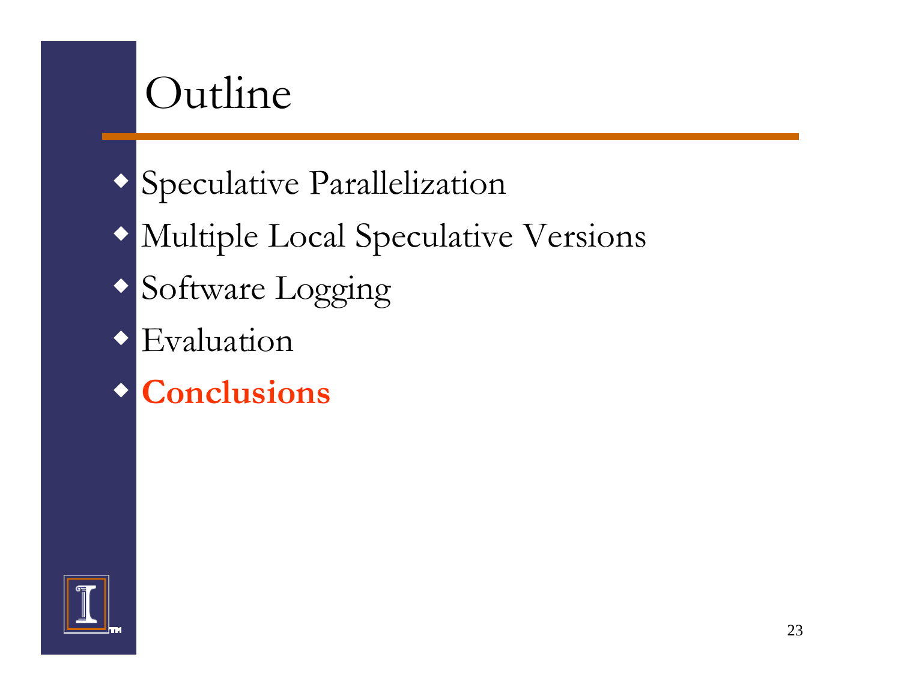# Outline

- Speculative Parallelization
- Multiple Local Speculative Versions
- Software Logging
- Evaluation
- **Conclusions**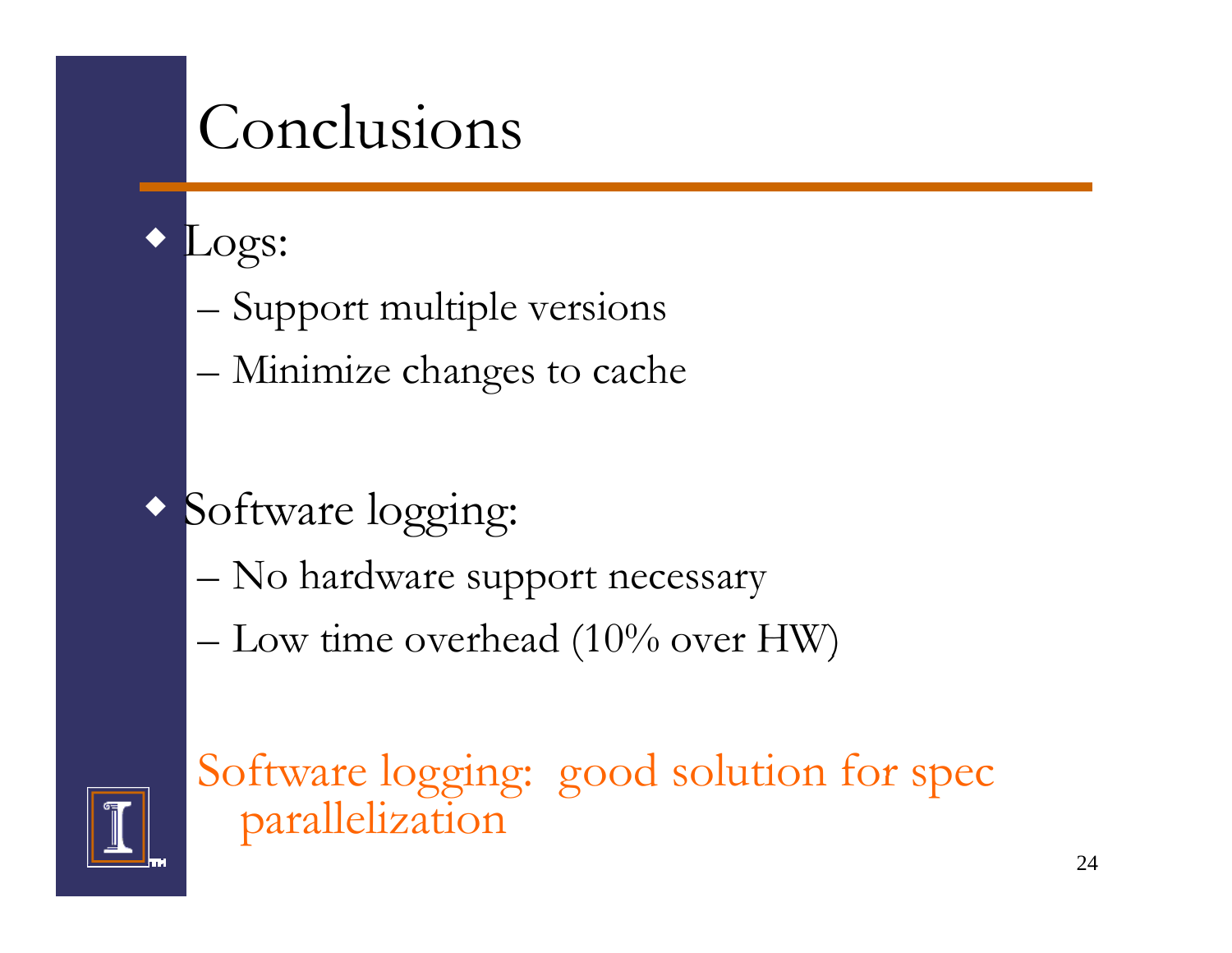# Conclusions

- Logs:
  - Support multiple versions
  - Minimize changes to cache
- Software logging:
  - No hardware support necessary
  - Low time overhead (10% over HW)

Software logging: good solution for spec parallelization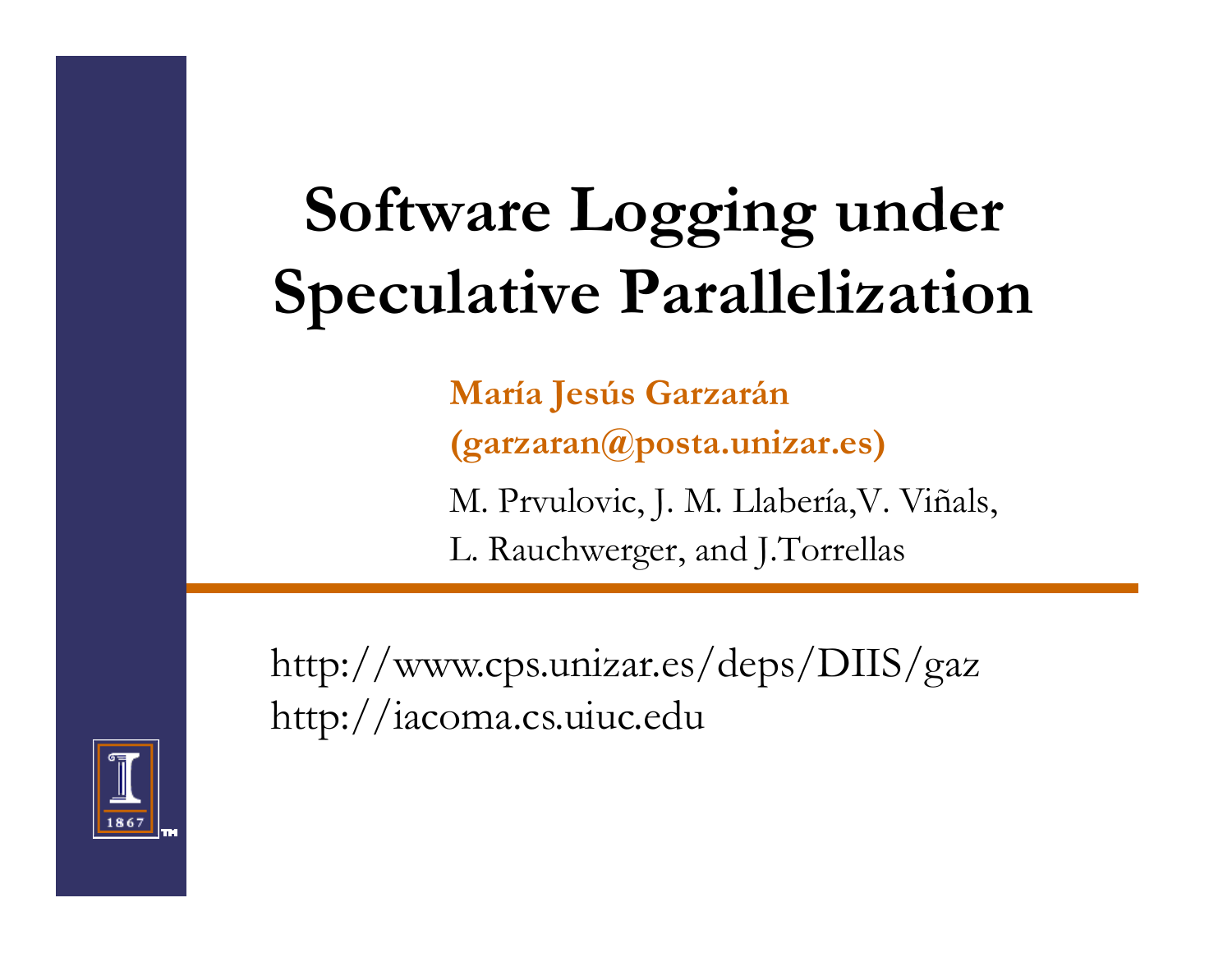# Software Logging under Speculative Parallelization

**María Jesús Garzarán**

**(garzaran@posta.unizar.es)**

M. Prvulovic, J. M. Llabería,V. Viñals,

L. Rauchwerger, and J.Torrellas

http://www.cps.unizar.es/deps/DIIS/gaz

http://iacoma.cs.uiuc.edu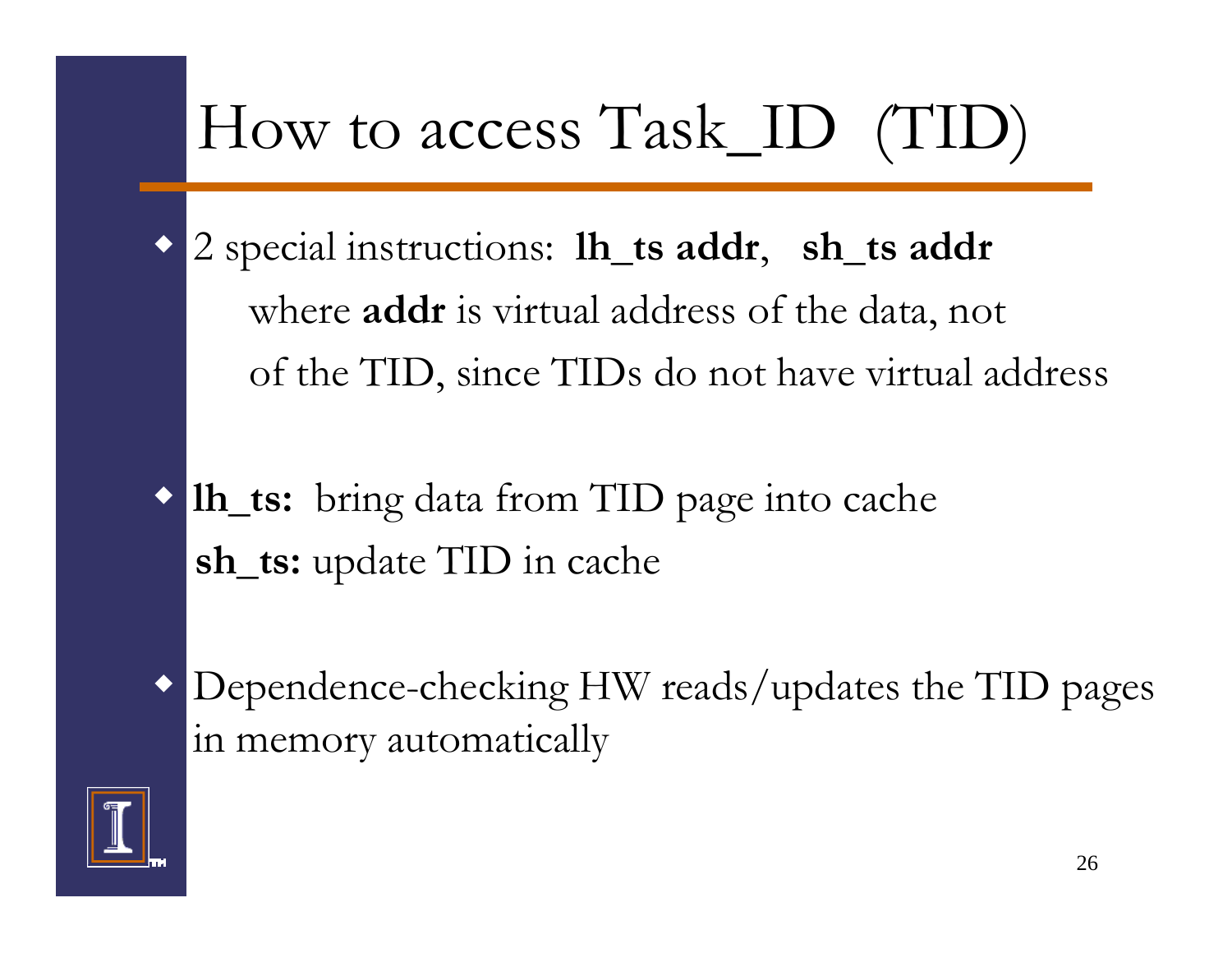# How to access Task_ID (TID)

- 2 special instructions: **lh_ts addr**, **sh_ts addr**

  where **addr** is virtual address of the data, not of the TID, since TIDs do not have virtual address

- **lh_ts:** bring data from TID page into cache

  **sh_ts:** update TID in cache

- Dependence-checking HW reads/updates the TID pages in memory automatically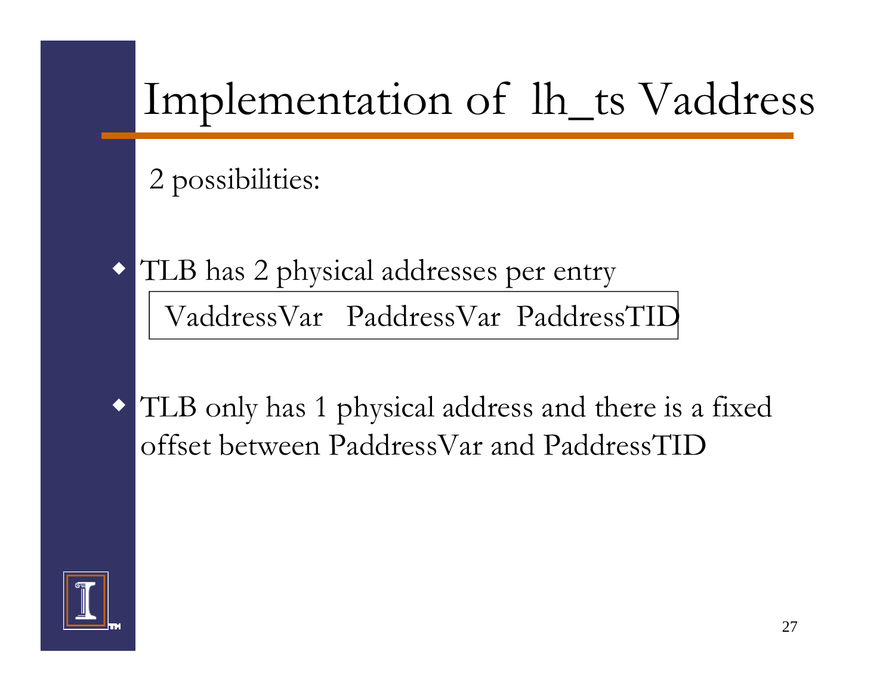# Implementation of lh_ts Vaddress

2 possibilities:

- TLB has 2 physical addresses per entry

| VaddressVar | PaddressVar | PaddressTID |
| --- | --- | --- |

- TLB only has 1 physical address and there is a fixed offset between PaddressVar and PaddressTID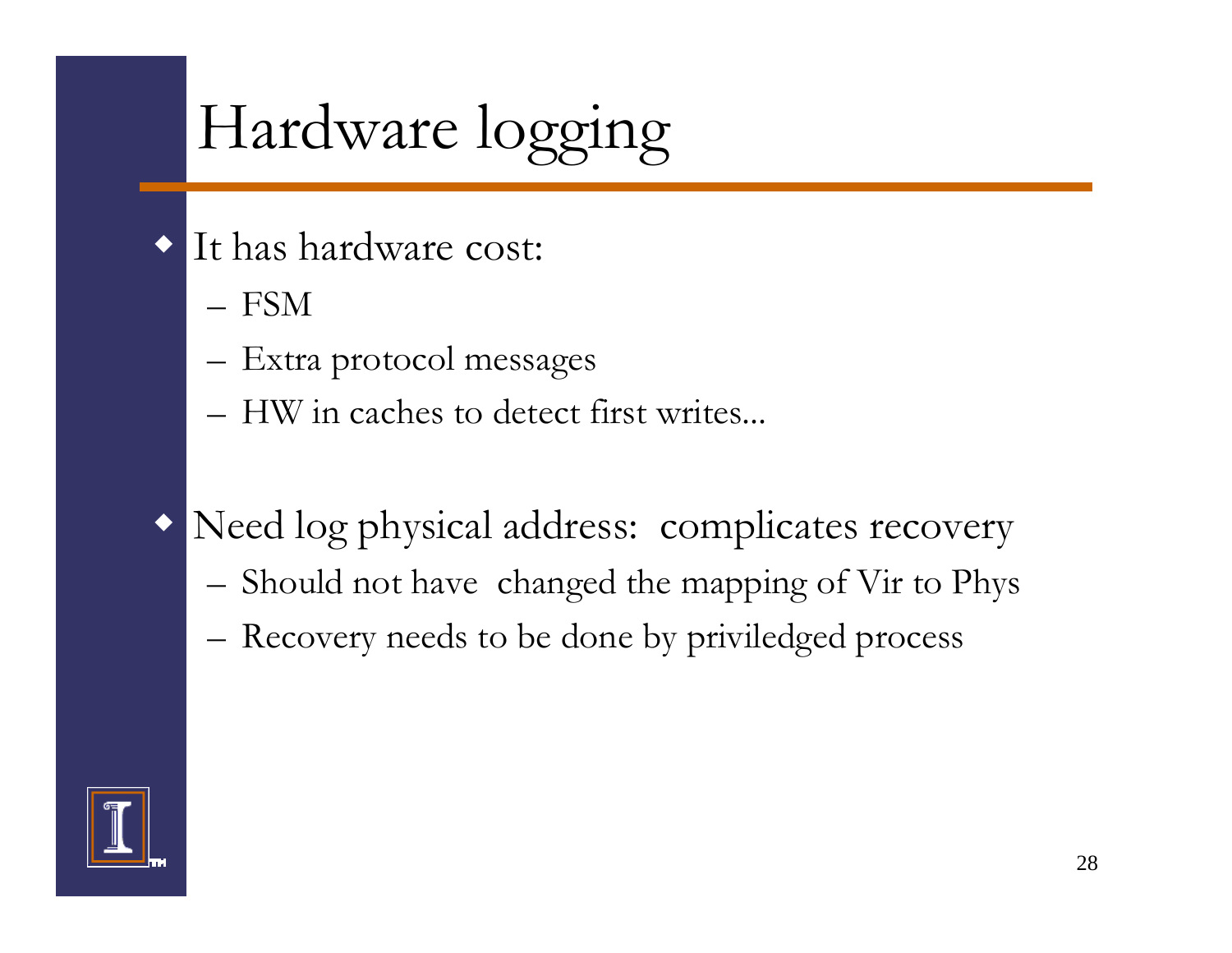# Hardware logging

- It has hardware cost:
  - FSM
  - Extra protocol messages
  - HW in caches to detect first writes...
- Need log physical address: complicates recovery
  - Should not have changed the mapping of Vir to Phys
  - Recovery needs to be done by priviledged process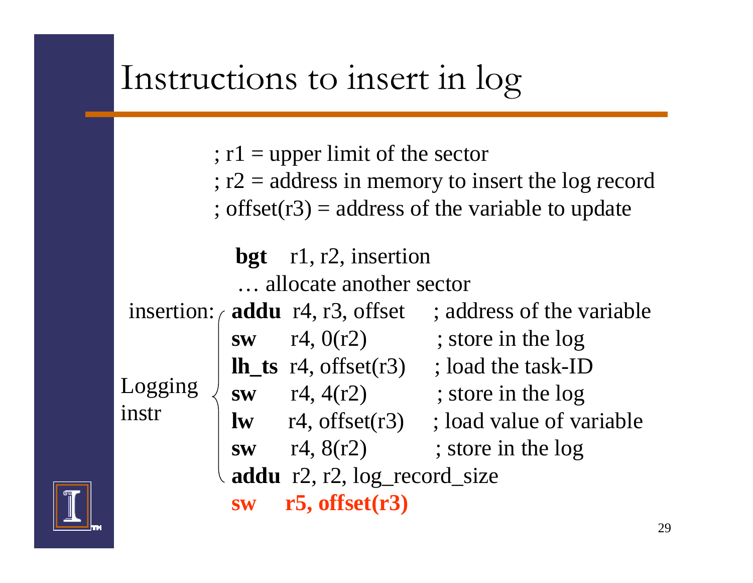# Instructions to insert in log

```
; r1 = upper limit of the sector
; r2 = address in memory to insert the log record
; offset(r3) = address of the variable to update

            bgt   r1, r2, insertion
            … allocate another sector
insertion:  addu  r4, r3, offset      ; address of the variable
            sw    r4, 0(r2)           ; store in the log
            lh_ts r4, offset(r3)      ; load the task-ID
            sw    r4, 4(r2)           ; store in the log
            lw    r4, offset(r3)      ; load value of variable
            sw    r4, 8(r2)           ; store in the log
            addu  r2, r2, log_record_size
            sw    r5, offset(r3)
```

Logging instr: the bracketed instructions from `addu r4, r3, offset` through `addu r2, r2, log_record_size`.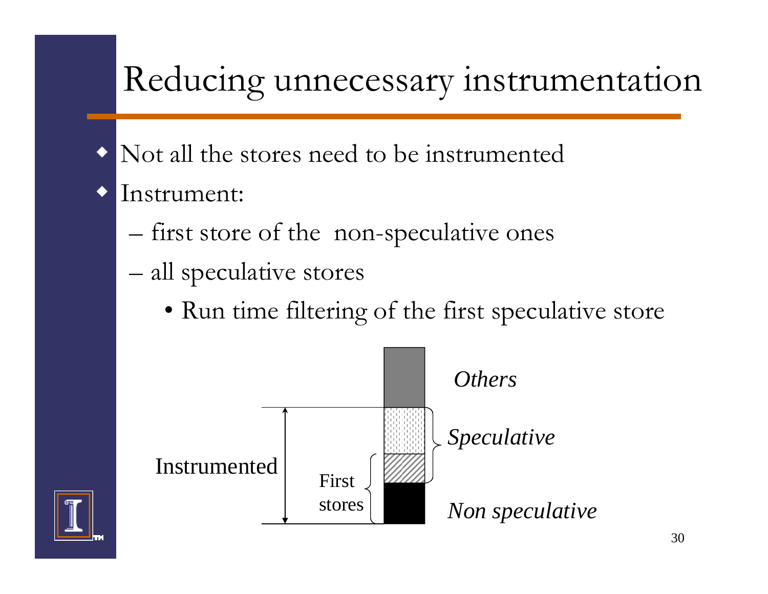# Reducing unnecessary instrumentation

- Not all the stores need to be instrumented
- Instrument:
  - first store of the non-speculative ones
  - all speculative stores
    - Run time filtering of the first speculative store

Instrumented

First stores

*Others*

*Speculative*

*Non speculative*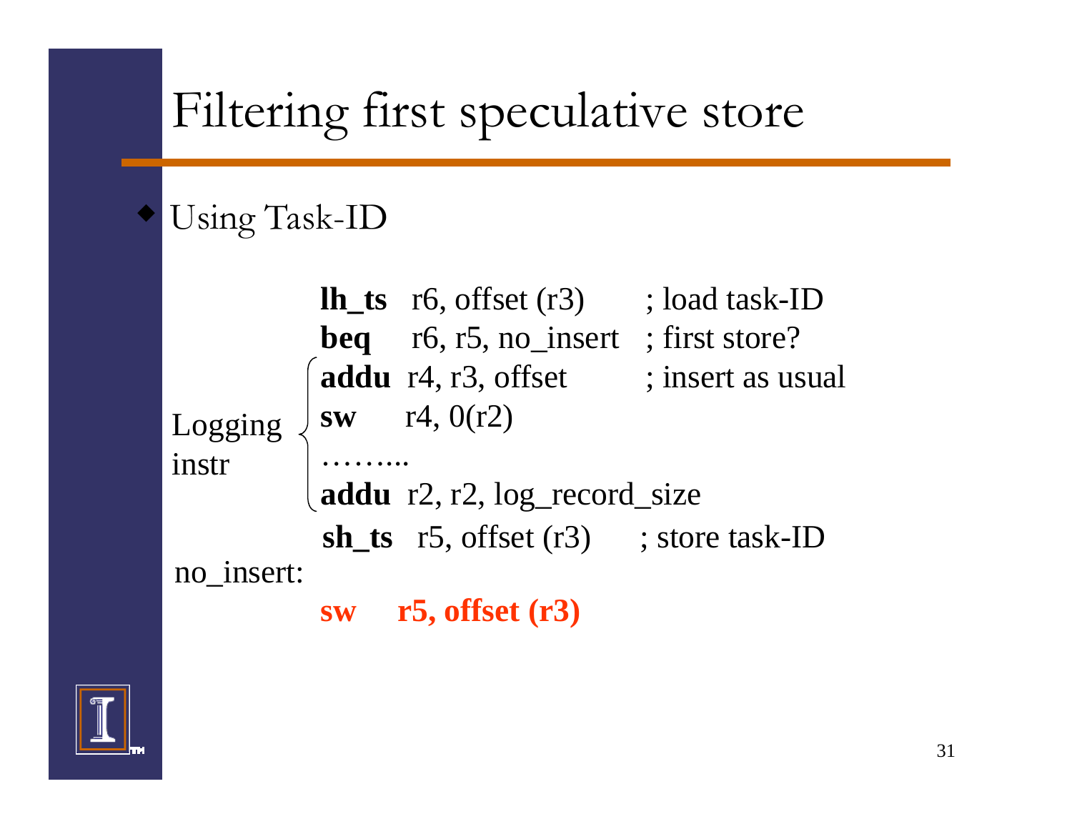# Filtering first speculative store

- Using Task-ID

```
             lh_ts   r6, offset (r3)       ; load task-ID
             beq     r6, r5, no_insert    ; first store?
           { addu  r4, r3, offset         ; insert as usual
Logging    { sw      r4, 0(r2)
instr      { ……...
           { addu  r2, r2, log_record_size
             sh_ts   r5, offset (r3)       ; store task-ID
no_insert:
             sw      r5, offset (r3)
```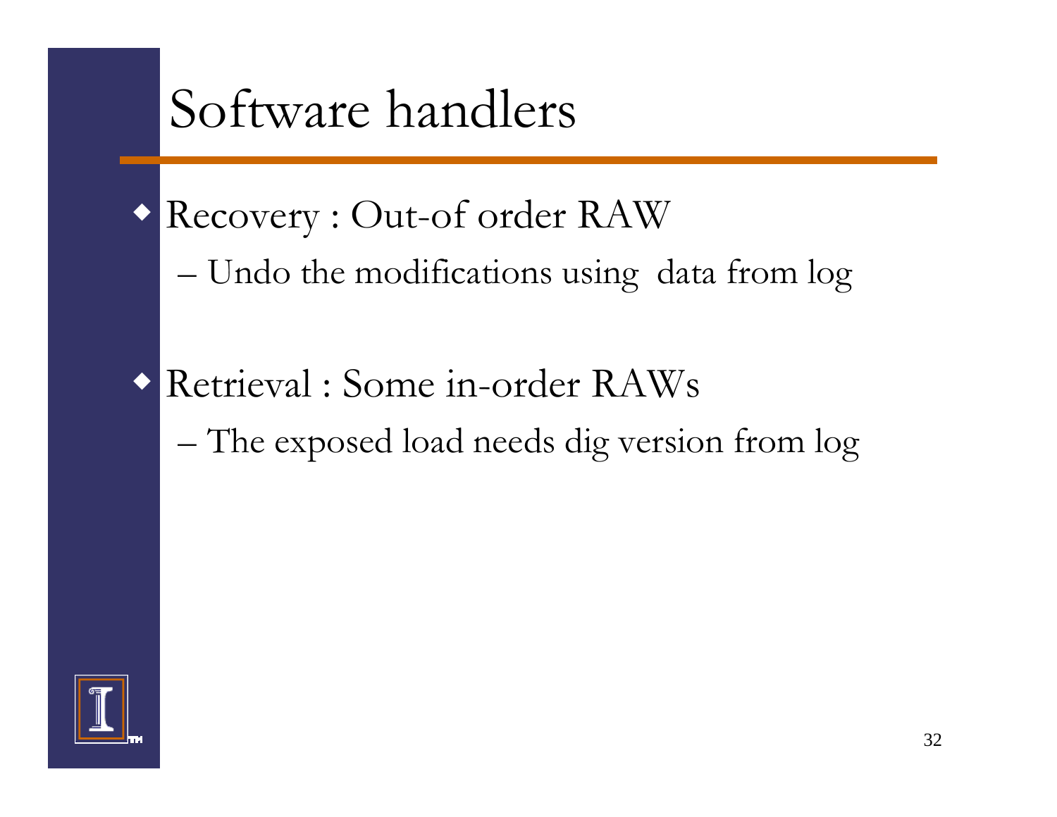# Software handlers

- Recovery : Out-of order RAW
  - Undo the modifications using data from log

- Retrieval : Some in-order RAWs
  - The exposed load needs dig version from log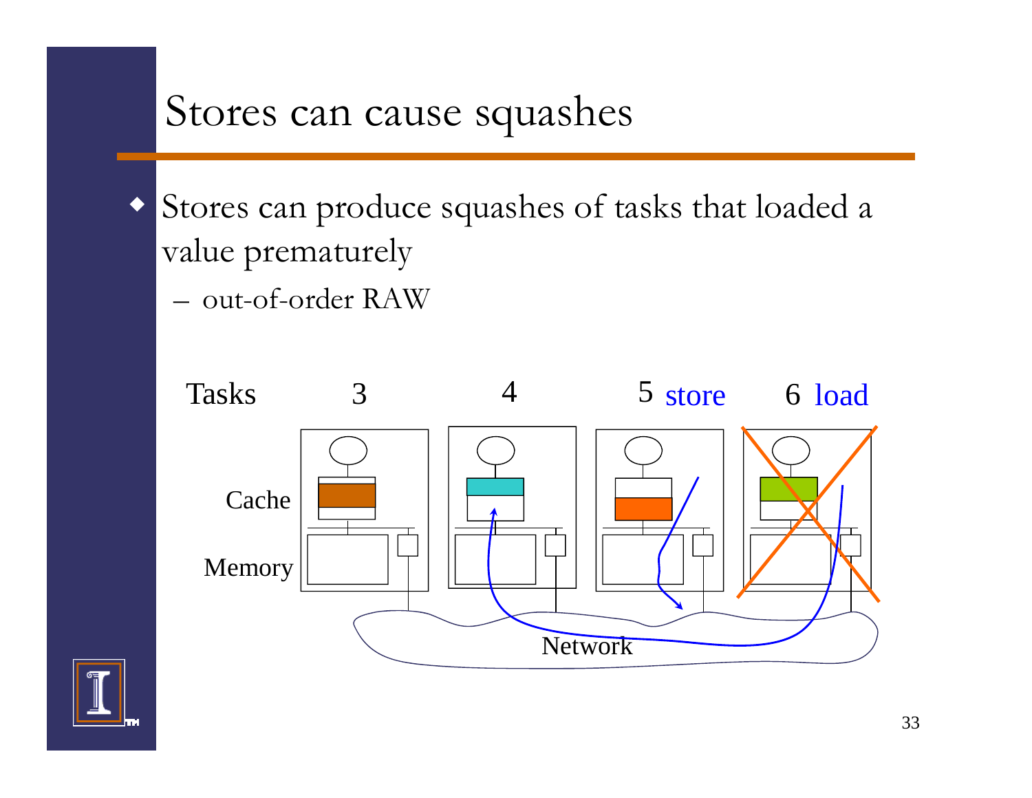# Stores can cause squashes

- Stores can produce squashes of tasks that loaded a value prematurely
  - out-of-order RAW

Tasks 3 4 5 store 6 load

Cache

Memory

Network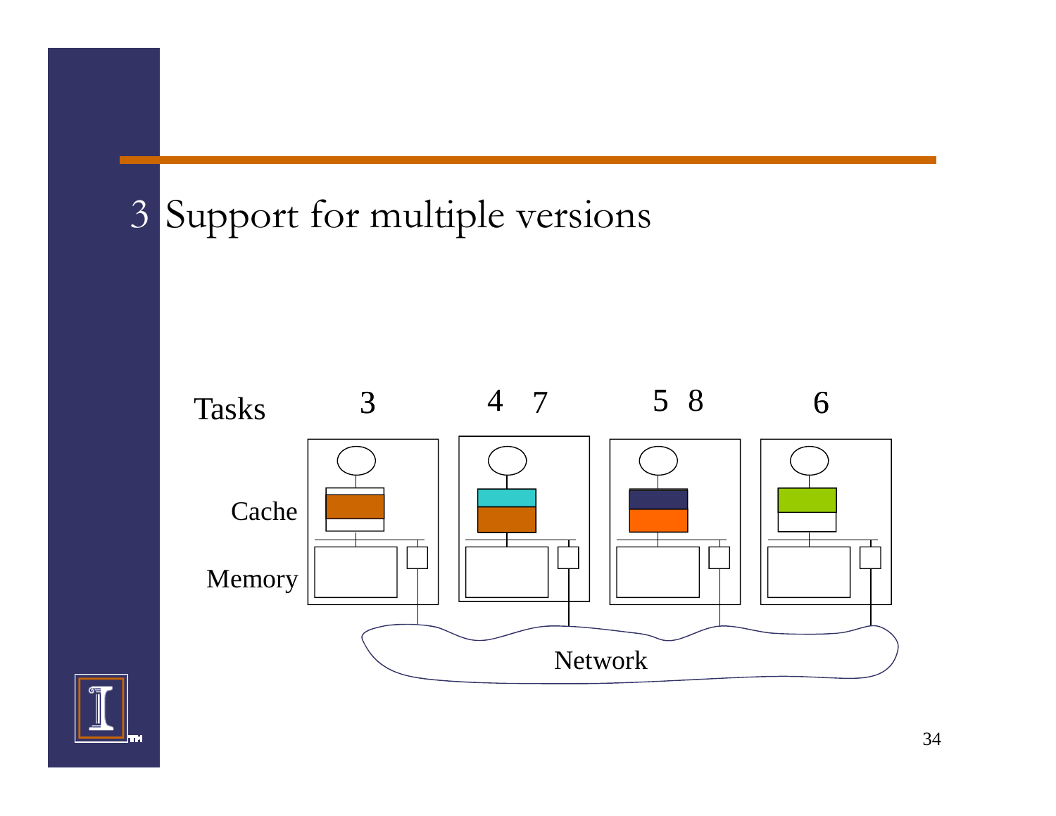# 3 Support for multiple versions

Tasks: 3, 4 7, 5 8, 6

Cache

Memory

Network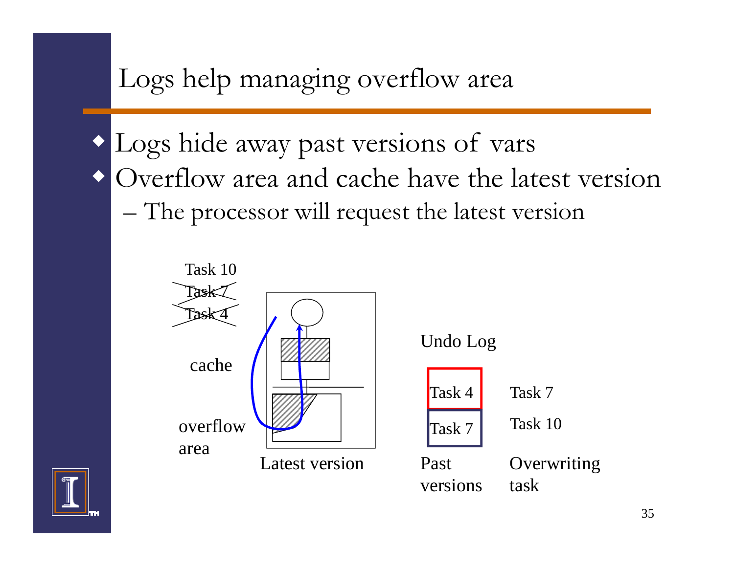# Logs help managing overflow area

- Logs hide away past versions of vars
- Overflow area and cache have the latest version
  - The processor will request the latest version

Task 10

~~Task 7~~

~~Task 4~~

cache

overflow area

Latest version

Undo Log

| Past versions | Overwriting task |
|---|---|
| Task 4 | Task 7 |
| Task 7 | Task 10 |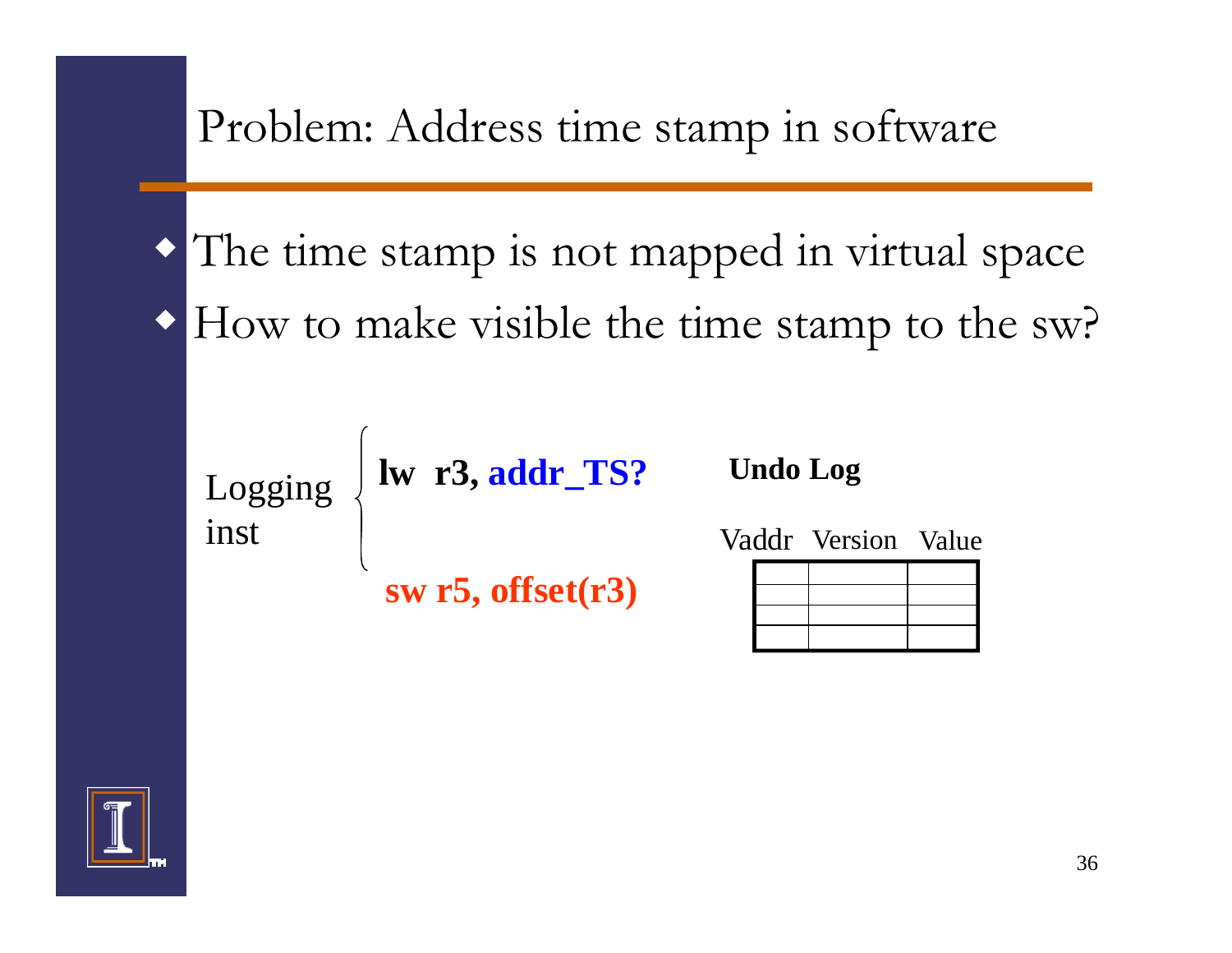# Problem: Address time stamp in software

- The time stamp is not mapped in virtual space
- How to make visible the time stamp to the sw?

Logging inst

```
lw  r3, addr_TS?

sw r5, offset(r3)
```

**Undo Log**

| Vaddr | Version | Value |
|---|---|---|
| | | |
| | | |
| | | |
| | | |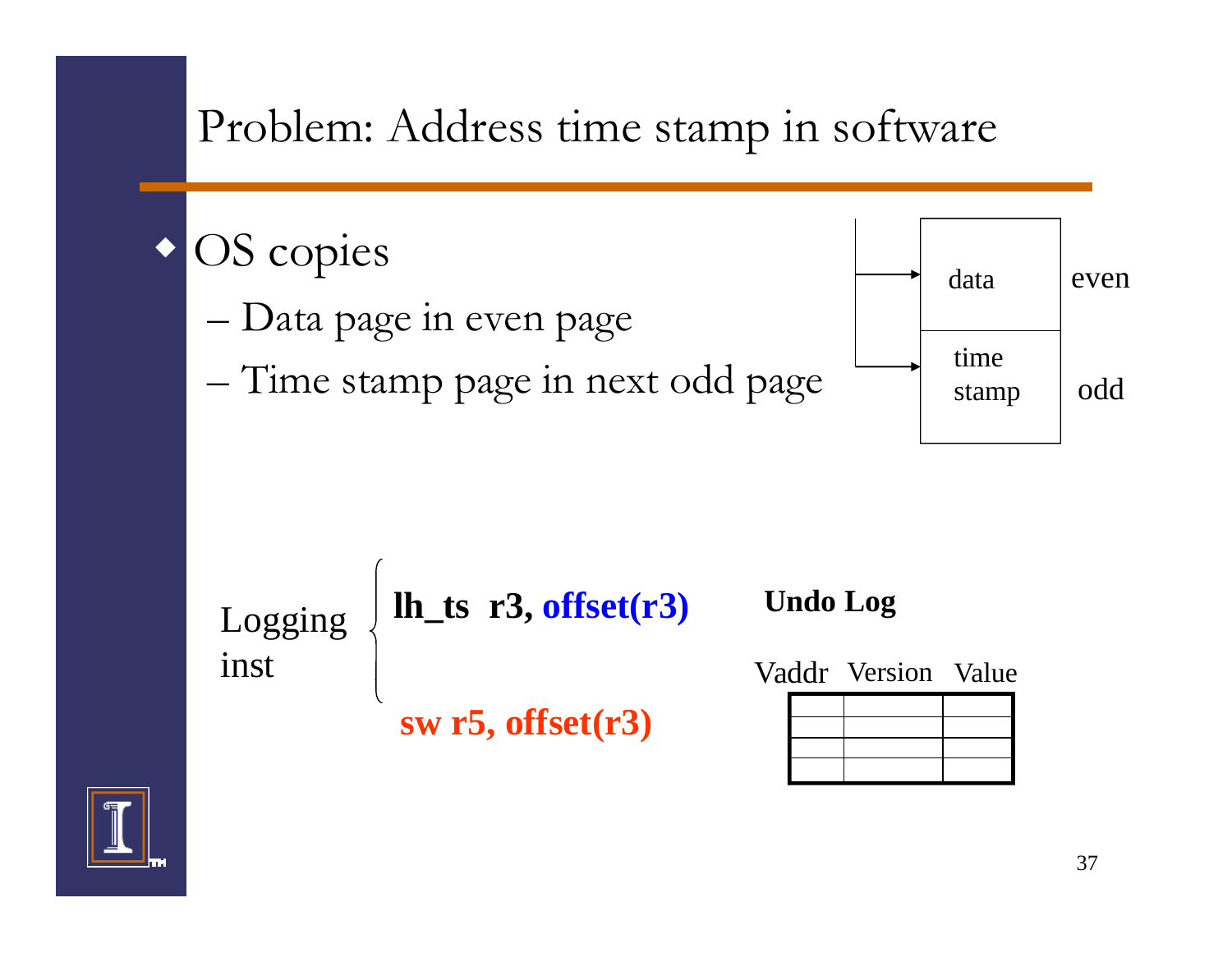# Problem: Address time stamp in software

- OS copies
  - Data page in even page
  - Time stamp page in next odd page

| | |
|---|---|
| data | even |
| time stamp | odd |

Logging inst

```
lh_ts  r3, offset(r3)

sw r5, offset(r3)
```

**Undo Log**

| Vaddr | Version | Value |
|---|---|---|
| | | |
| | | |
| | | |
| | | |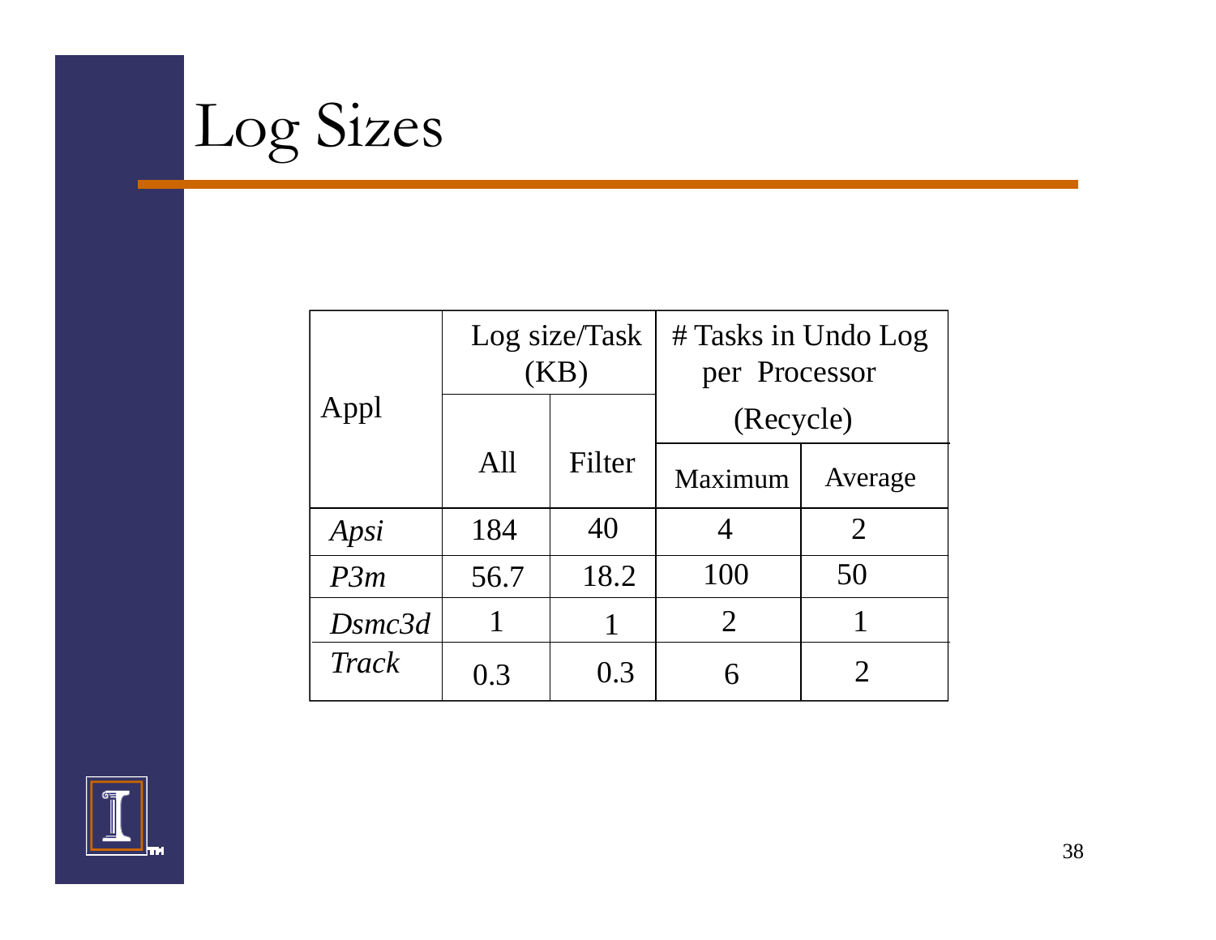# Log Sizes

| Appl | Log size/Task (KB) | | # Tasks in Undo Log per Processor (Recycle) | |
|---|---|---|---|---|
| | All | Filter | Maximum | Average |
| *Apsi* | 184 | 40 | 4 | 2 |
| *P3m* | 56.7 | 18.2 | 100 | 50 |
| *Dsmc3d* | 1 | 1 | 2 | 1 |
| *Track* | 0.3 | 0.3 | 6 | 2 |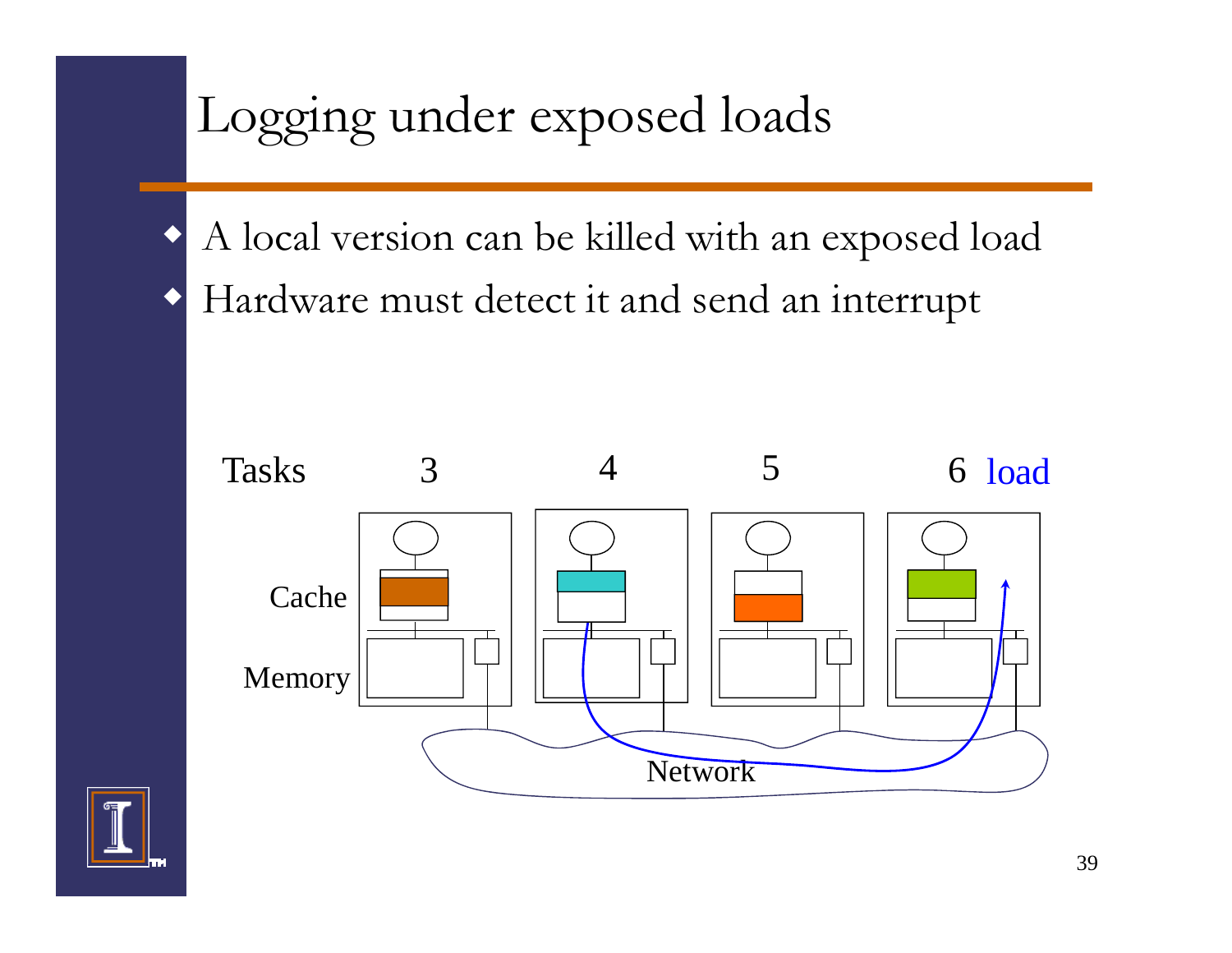# Logging under exposed loads

- A local version can be killed with an exposed load
- Hardware must detect it and send an interrupt

Tasks 3 4 5 6 load

Cache

Memory

Network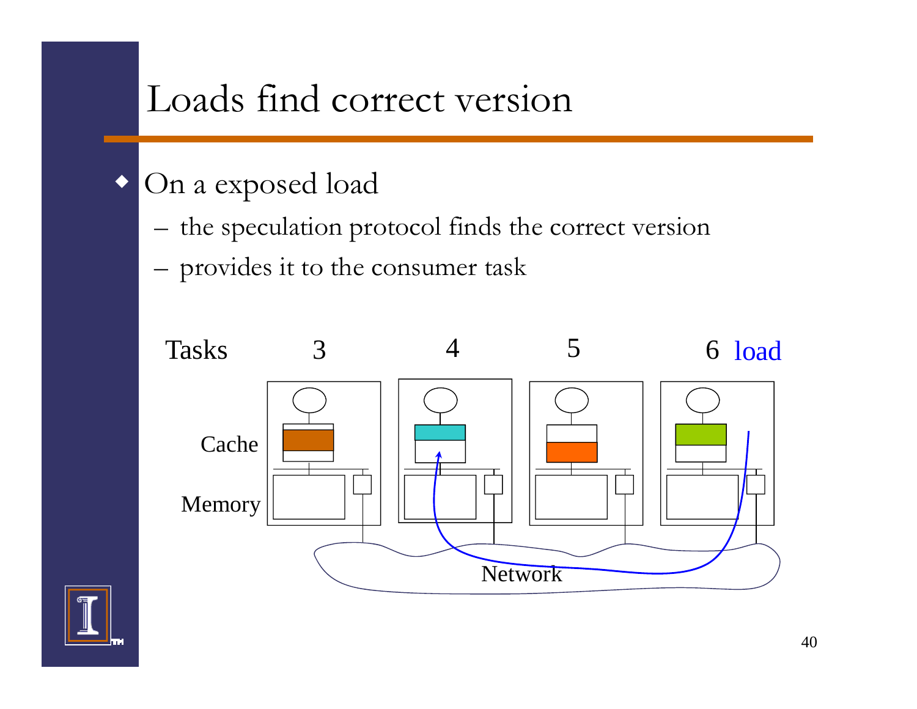# Loads find correct version

- On a exposed load
  - the speculation protocol finds the correct version
  - provides it to the consumer task

Tasks 3 4 5 6 load

Cache

Memory

Network